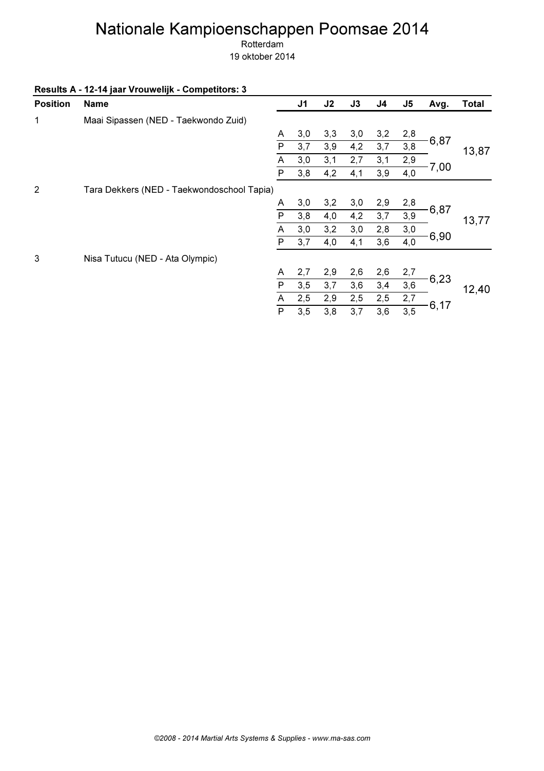# Nationale Kampioenschappen Poomsae 2014

Rotterdam

19 oktober 2014

**Results A - 12-14 jaar Vrouwelijk - Competitors: 3**

| Position | Name | | J1 | J2 | J3 | J4 | J5 | Avg. | Total |
|---|---|---|---|---|---|---|---|---|---|
| 1 | Maai Sipassen (NED - Taekwondo Zuid) | | | | | | | | |
| | | A | 3,0 | 3,3 | 3,0 | 3,2 | 2,8 | 6,87 | 13,87 |
| | | P | 3,7 | 3,9 | 4,2 | 3,7 | 3,8 | | |
| | | A | 3,0 | 3,1 | 2,7 | 3,1 | 2,9 | 7,00 | |
| | | P | 3,8 | 4,2 | 4,1 | 3,9 | 4,0 | | |
| 2 | Tara Dekkers (NED - Taekwondoschool Tapia) | | | | | | | | |
| | | A | 3,0 | 3,2 | 3,0 | 2,9 | 2,8 | 6,87 | 13,77 |
| | | P | 3,8 | 4,0 | 4,2 | 3,7 | 3,9 | | |
| | | A | 3,0 | 3,2 | 3,0 | 2,8 | 3,0 | 6,90 | |
| | | P | 3,7 | 4,0 | 4,1 | 3,6 | 4,0 | | |
| 3 | Nisa Tutucu (NED - Ata Olympic) | | | | | | | | |
| | | A | 2,7 | 2,9 | 2,6 | 2,6 | 2,7 | 6,23 | 12,40 |
| | | P | 3,5 | 3,7 | 3,6 | 3,4 | 3,6 | | |
| | | A | 2,5 | 2,9 | 2,5 | 2,5 | 2,7 | 6,17 | |
| | | P | 3,5 | 3,8 | 3,7 | 3,6 | 3,5 | | |

*©2008 - 2014 Martial Arts Systems & Supplies - www.ma-sas.com*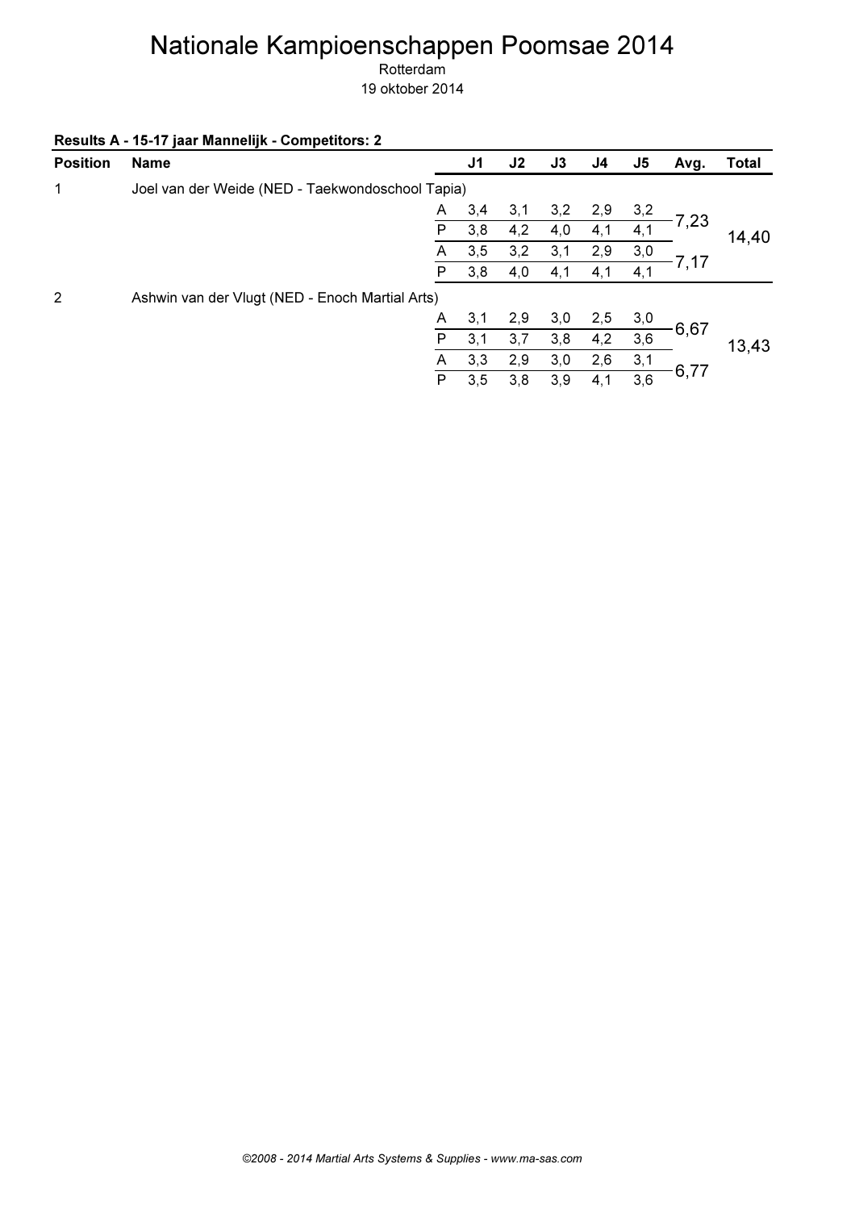# Nationale Kampioenschappen Poomsae 2014

Rotterdam

19 oktober 2014

**Results A - 15-17 jaar Mannelijk - Competitors: 2**

| Position | Name | | J1 | J2 | J3 | J4 | J5 | Avg. | Total |
|---|---|---|---|---|---|---|---|---|---|
| 1 | Joel van der Weide (NED - Taekwondoschool Tapia) | | | | | | | | |
| | | A | 3,4 | 3,1 | 3,2 | 2,9 | 3,2 | 7,23 | 14,40 |
| | | P | 3,8 | 4,2 | 4,0 | 4,1 | 4,1 | | |
| | | A | 3,5 | 3,2 | 3,1 | 2,9 | 3,0 | 7,17 | |
| | | P | 3,8 | 4,0 | 4,1 | 4,1 | 4,1 | | |
| 2 | Ashwin van der Vlugt (NED - Enoch Martial Arts) | | | | | | | | |
| | | A | 3,1 | 2,9 | 3,0 | 2,5 | 3,0 | 6,67 | 13,43 |
| | | P | 3,1 | 3,7 | 3,8 | 4,2 | 3,6 | | |
| | | A | 3,3 | 2,9 | 3,0 | 2,6 | 3,1 | 6,77 | |
| | | P | 3,5 | 3,8 | 3,9 | 4,1 | 3,6 | | |

*©2008 - 2014 Martial Arts Systems & Supplies - www.ma-sas.com*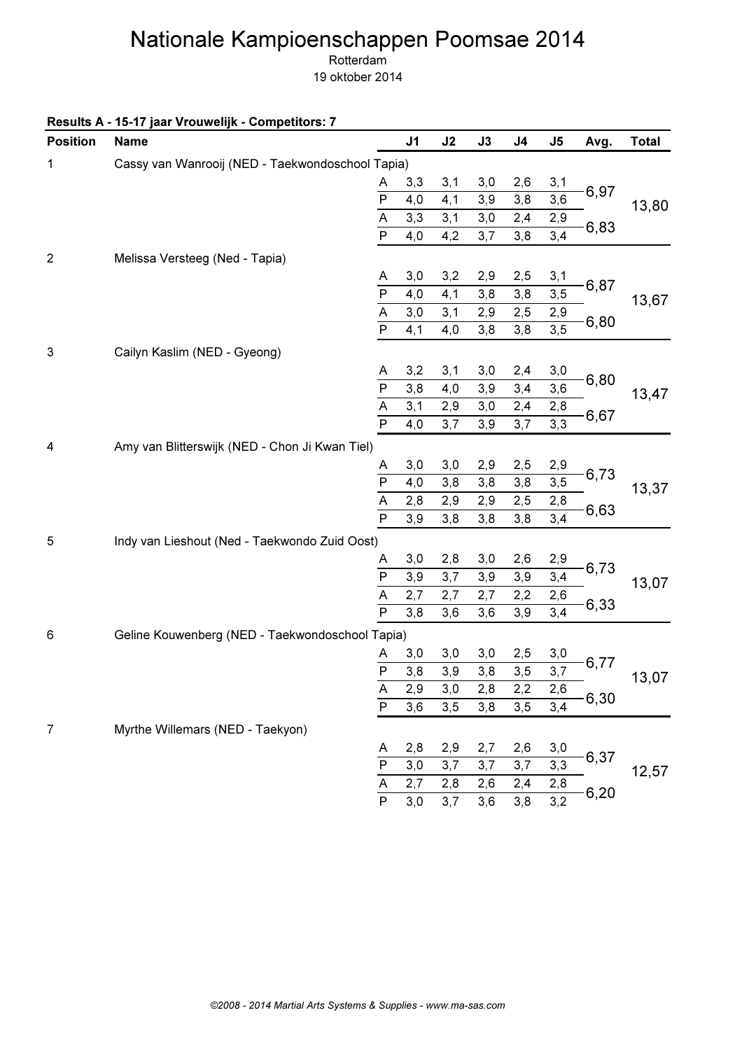# Nationale Kampioenschappen Poomsae 2014

Rotterdam

19 oktober 2014

**Results A - 15-17 jaar Vrouwelijk - Competitors: 7**

| Position | Name | | J1 | J2 | J3 | J4 | J5 | Avg. | Total |
|---|---|---|---|---|---|---|---|---|---|
| 1 | Cassy van Wanrooij (NED - Taekwondoschool Tapia) | | | | | | | | |
| | | A | 3,3 | 3,1 | 3,0 | 2,6 | 3,1 | 6,97 | 13,80 |
| | | P | 4,0 | 4,1 | 3,9 | 3,8 | 3,6 | | |
| | | A | 3,3 | 3,1 | 3,0 | 2,4 | 2,9 | 6,83 | |
| | | P | 4,0 | 4,2 | 3,7 | 3,8 | 3,4 | | |
| 2 | Melissa Versteeg (Ned - Tapia) | | | | | | | | |
| | | A | 3,0 | 3,2 | 2,9 | 2,5 | 3,1 | 6,87 | 13,67 |
| | | P | 4,0 | 4,1 | 3,8 | 3,8 | 3,5 | | |
| | | A | 3,0 | 3,1 | 2,9 | 2,5 | 2,9 | 6,80 | |
| | | P | 4,1 | 4,0 | 3,8 | 3,8 | 3,5 | | |
| 3 | Cailyn Kaslim (NED - Gyeong) | | | | | | | | |
| | | A | 3,2 | 3,1 | 3,0 | 2,4 | 3,0 | 6,80 | 13,47 |
| | | P | 3,8 | 4,0 | 3,9 | 3,4 | 3,6 | | |
| | | A | 3,1 | 2,9 | 3,0 | 2,4 | 2,8 | 6,67 | |
| | | P | 4,0 | 3,7 | 3,9 | 3,7 | 3,3 | | |
| 4 | Amy van Blitterswijk (NED - Chon Ji Kwan Tiel) | | | | | | | | |
| | | A | 3,0 | 3,0 | 2,9 | 2,5 | 2,9 | 6,73 | 13,37 |
| | | P | 4,0 | 3,8 | 3,8 | 3,8 | 3,5 | | |
| | | A | 2,8 | 2,9 | 2,9 | 2,5 | 2,8 | 6,63 | |
| | | P | 3,9 | 3,8 | 3,8 | 3,8 | 3,4 | | |
| 5 | Indy van Lieshout (Ned - Taekwondo Zuid Oost) | | | | | | | | |
| | | A | 3,0 | 2,8 | 3,0 | 2,6 | 2,9 | 6,73 | 13,07 |
| | | P | 3,9 | 3,7 | 3,9 | 3,9 | 3,4 | | |
| | | A | 2,7 | 2,7 | 2,7 | 2,2 | 2,6 | 6,33 | |
| | | P | 3,8 | 3,6 | 3,6 | 3,9 | 3,4 | | |
| 6 | Geline Kouwenberg (NED - Taekwondoschool Tapia) | | | | | | | | |
| | | A | 3,0 | 3,0 | 3,0 | 2,5 | 3,0 | 6,77 | 13,07 |
| | | P | 3,8 | 3,9 | 3,8 | 3,5 | 3,7 | | |
| | | A | 2,9 | 3,0 | 2,8 | 2,2 | 2,6 | 6,30 | |
| | | P | 3,6 | 3,5 | 3,8 | 3,5 | 3,4 | | |
| 7 | Myrthe Willemars (NED - Taekyon) | | | | | | | | |
| | | A | 2,8 | 2,9 | 2,7 | 2,6 | 3,0 | 6,37 | 12,57 |
| | | P | 3,0 | 3,7 | 3,7 | 3,7 | 3,3 | | |
| | | A | 2,7 | 2,8 | 2,6 | 2,4 | 2,8 | 6,20 | |
| | | P | 3,0 | 3,7 | 3,6 | 3,8 | 3,2 | | |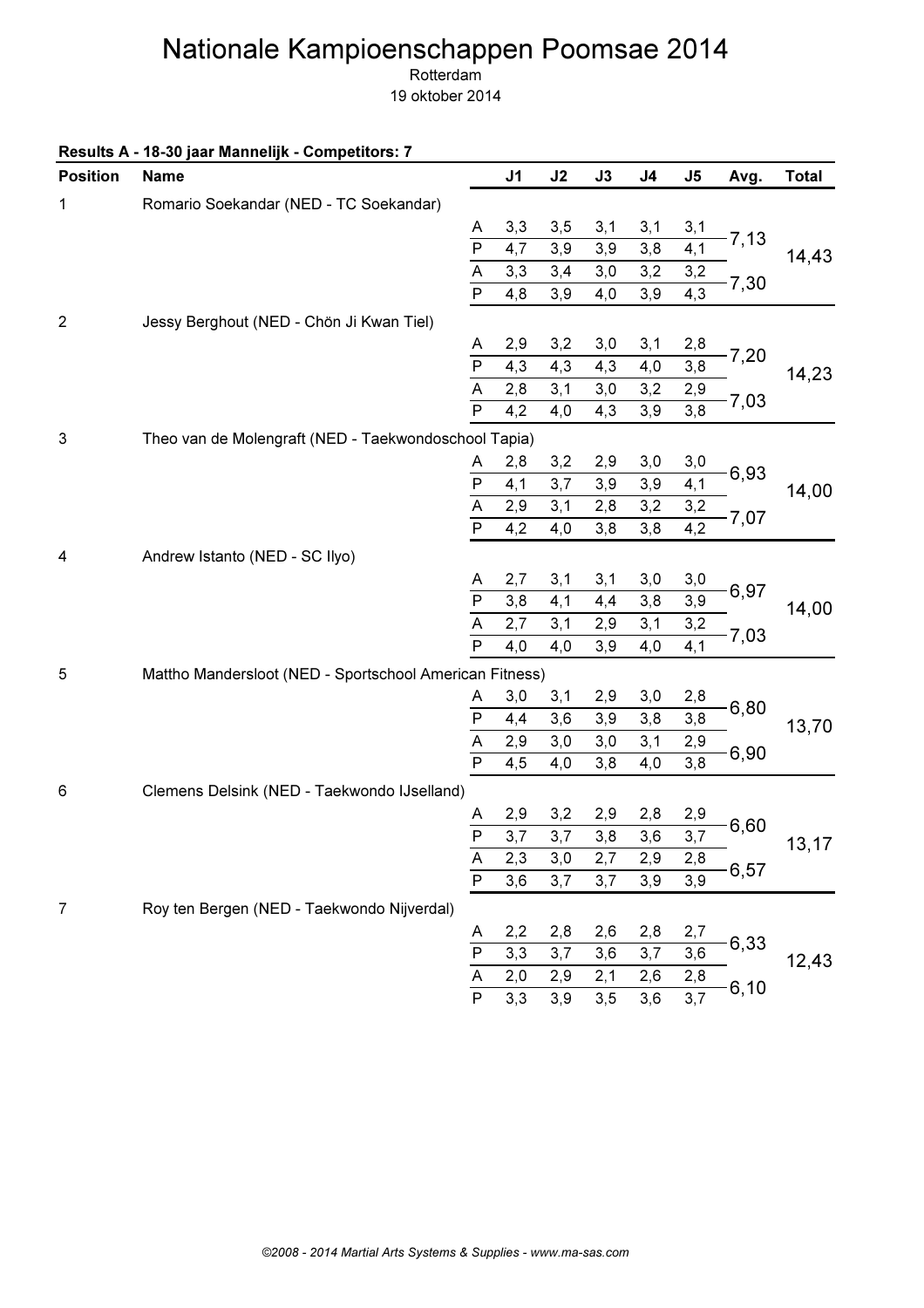# Nationale Kampioenschappen Poomsae 2014

Rotterdam

19 oktober 2014

**Results A - 18-30 jaar Mannelijk - Competitors: 7**

| Position | Name | | J1 | J2 | J3 | J4 | J5 | Avg. | Total |
|---|---|---|---|---|---|---|---|---|---|
| 1 | Romario Soekandar (NED - TC Soekandar) | | | | | | | | |
| | | A | 3,3 | 3,5 | 3,1 | 3,1 | 3,1 | 7,13 | 14,43 |
| | | P | 4,7 | 3,9 | 3,9 | 3,8 | 4,1 | | |
| | | A | 3,3 | 3,4 | 3,0 | 3,2 | 3,2 | 7,30 | |
| | | P | 4,8 | 3,9 | 4,0 | 3,9 | 4,3 | | |
| 2 | Jessy Berghout (NED - Chön Ji Kwan Tiel) | | | | | | | | |
| | | A | 2,9 | 3,2 | 3,0 | 3,1 | 2,8 | 7,20 | 14,23 |
| | | P | 4,3 | 4,3 | 4,3 | 4,0 | 3,8 | | |
| | | A | 2,8 | 3,1 | 3,0 | 3,2 | 2,9 | 7,03 | |
| | | P | 4,2 | 4,0 | 4,3 | 3,9 | 3,8 | | |
| 3 | Theo van de Molengraft (NED - Taekwondoschool Tapia) | | | | | | | | |
| | | A | 2,8 | 3,2 | 2,9 | 3,0 | 3,0 | 6,93 | 14,00 |
| | | P | 4,1 | 3,7 | 3,9 | 3,9 | 4,1 | | |
| | | A | 2,9 | 3,1 | 2,8 | 3,2 | 3,2 | 7,07 | |
| | | P | 4,2 | 4,0 | 3,8 | 3,8 | 4,2 | | |
| 4 | Andrew Istanto (NED - SC Ilyo) | | | | | | | | |
| | | A | 2,7 | 3,1 | 3,1 | 3,0 | 3,0 | 6,97 | 14,00 |
| | | P | 3,8 | 4,1 | 4,4 | 3,8 | 3,9 | | |
| | | A | 2,7 | 3,1 | 2,9 | 3,1 | 3,2 | 7,03 | |
| | | P | 4,0 | 4,0 | 3,9 | 4,0 | 4,1 | | |
| 5 | Mattho Mandersloot (NED - Sportschool American Fitness) | | | | | | | | |
| | | A | 3,0 | 3,1 | 2,9 | 3,0 | 2,8 | 6,80 | 13,70 |
| | | P | 4,4 | 3,6 | 3,9 | 3,8 | 3,8 | | |
| | | A | 2,9 | 3,0 | 3,0 | 3,1 | 2,9 | 6,90 | |
| | | P | 4,5 | 4,0 | 3,8 | 4,0 | 3,8 | | |
| 6 | Clemens Delsink (NED - Taekwondo IJselland) | | | | | | | | |
| | | A | 2,9 | 3,2 | 2,9 | 2,8 | 2,9 | 6,60 | 13,17 |
| | | P | 3,7 | 3,7 | 3,8 | 3,6 | 3,7 | | |
| | | A | 2,3 | 3,0 | 2,7 | 2,9 | 2,8 | 6,57 | |
| | | P | 3,6 | 3,7 | 3,7 | 3,9 | 3,9 | | |
| 7 | Roy ten Bergen (NED - Taekwondo Nijverdal) | | | | | | | | |
| | | A | 2,2 | 2,8 | 2,6 | 2,8 | 2,7 | 6,33 | 12,43 |
| | | P | 3,3 | 3,7 | 3,6 | 3,7 | 3,6 | | |
| | | A | 2,0 | 2,9 | 2,1 | 2,6 | 2,8 | 6,10 | |
| | | P | 3,3 | 3,9 | 3,5 | 3,6 | 3,7 | | |

*©2008 - 2014 Martial Arts Systems & Supplies - www.ma-sas.com*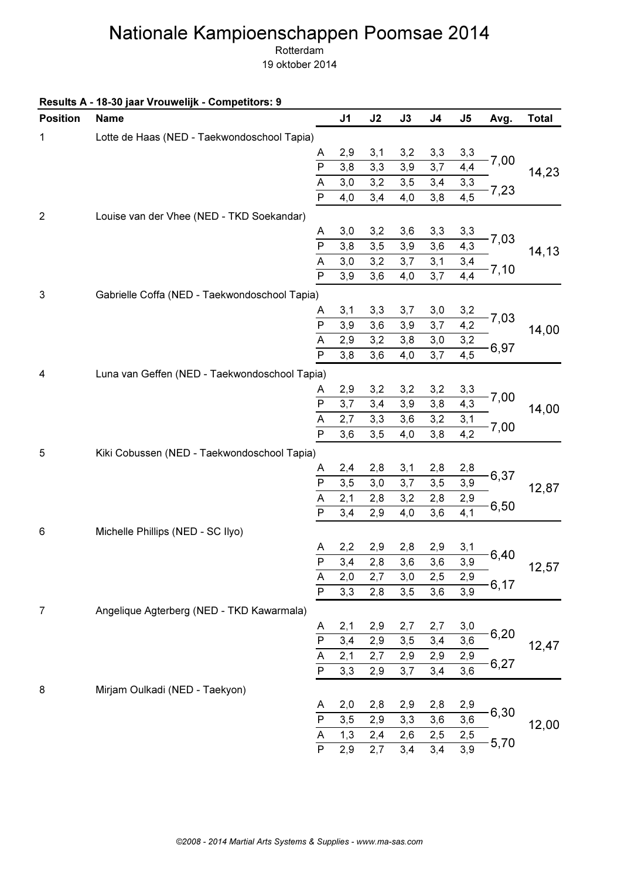# Nationale Kampioenschappen Poomsae 2014

Rotterdam

19 oktober 2014

**Results A - 18-30 jaar Vrouwelijk - Competitors: 9**

| Position | Name | | J1 | J2 | J3 | J4 | J5 | Avg. | Total |
|---|---|---|---|---|---|---|---|---|---|
| 1 | Lotte de Haas (NED - Taekwondoschool Tapia) | | | | | | | | |
| | | A | 2,9 | 3,1 | 3,2 | 3,3 | 3,3 | 7,00 | 14,23 |
| | | P | 3,8 | 3,3 | 3,9 | 3,7 | 4,4 | | |
| | | A | 3,0 | 3,2 | 3,5 | 3,4 | 3,3 | 7,23 | |
| | | P | 4,0 | 3,4 | 4,0 | 3,8 | 4,5 | | |
| 2 | Louise van der Vhee (NED - TKD Soekandar) | | | | | | | | |
| | | A | 3,0 | 3,2 | 3,6 | 3,3 | 3,3 | 7,03 | 14,13 |
| | | P | 3,8 | 3,5 | 3,9 | 3,6 | 4,3 | | |
| | | A | 3,0 | 3,2 | 3,7 | 3,1 | 3,4 | 7,10 | |
| | | P | 3,9 | 3,6 | 4,0 | 3,7 | 4,4 | | |
| 3 | Gabrielle Coffa (NED - Taekwondoschool Tapia) | | | | | | | | |
| | | A | 3,1 | 3,3 | 3,7 | 3,0 | 3,2 | 7,03 | 14,00 |
| | | P | 3,9 | 3,6 | 3,9 | 3,7 | 4,2 | | |
| | | A | 2,9 | 3,2 | 3,8 | 3,0 | 3,2 | 6,97 | |
| | | P | 3,8 | 3,6 | 4,0 | 3,7 | 4,5 | | |
| 4 | Luna van Geffen (NED - Taekwondoschool Tapia) | | | | | | | | |
| | | A | 2,9 | 3,2 | 3,2 | 3,2 | 3,3 | 7,00 | 14,00 |
| | | P | 3,7 | 3,4 | 3,9 | 3,8 | 4,3 | | |
| | | A | 2,7 | 3,3 | 3,6 | 3,2 | 3,1 | 7,00 | |
| | | P | 3,6 | 3,5 | 4,0 | 3,8 | 4,2 | | |
| 5 | Kiki Cobussen (NED - Taekwondoschool Tapia) | | | | | | | | |
| | | A | 2,4 | 2,8 | 3,1 | 2,8 | 2,8 | 6,37 | 12,87 |
| | | P | 3,5 | 3,0 | 3,7 | 3,5 | 3,9 | | |
| | | A | 2,1 | 2,8 | 3,2 | 2,8 | 2,9 | 6,50 | |
| | | P | 3,4 | 2,9 | 4,0 | 3,6 | 4,1 | | |
| 6 | Michelle Phillips (NED - SC Ilyo) | | | | | | | | |
| | | A | 2,2 | 2,9 | 2,8 | 2,9 | 3,1 | 6,40 | 12,57 |
| | | P | 3,4 | 2,8 | 3,6 | 3,6 | 3,9 | | |
| | | A | 2,0 | 2,7 | 3,0 | 2,5 | 2,9 | 6,17 | |
| | | P | 3,3 | 2,8 | 3,5 | 3,6 | 3,9 | | |
| 7 | Angelique Agterberg (NED - TKD Kawarmala) | | | | | | | | |
| | | A | 2,1 | 2,9 | 2,7 | 2,7 | 3,0 | 6,20 | 12,47 |
| | | P | 3,4 | 2,9 | 3,5 | 3,4 | 3,6 | | |
| | | A | 2,1 | 2,7 | 2,9 | 2,9 | 2,9 | 6,27 | |
| | | P | 3,3 | 2,9 | 3,7 | 3,4 | 3,6 | | |
| 8 | Mirjam Oulkadi (NED - Taekyon) | | | | | | | | |
| | | A | 2,0 | 2,8 | 2,9 | 2,8 | 2,9 | 6,30 | 12,00 |
| | | P | 3,5 | 2,9 | 3,3 | 3,6 | 3,6 | | |
| | | A | 1,3 | 2,4 | 2,6 | 2,5 | 2,5 | 5,70 | |
| | | P | 2,9 | 2,7 | 3,4 | 3,4 | 3,9 | | |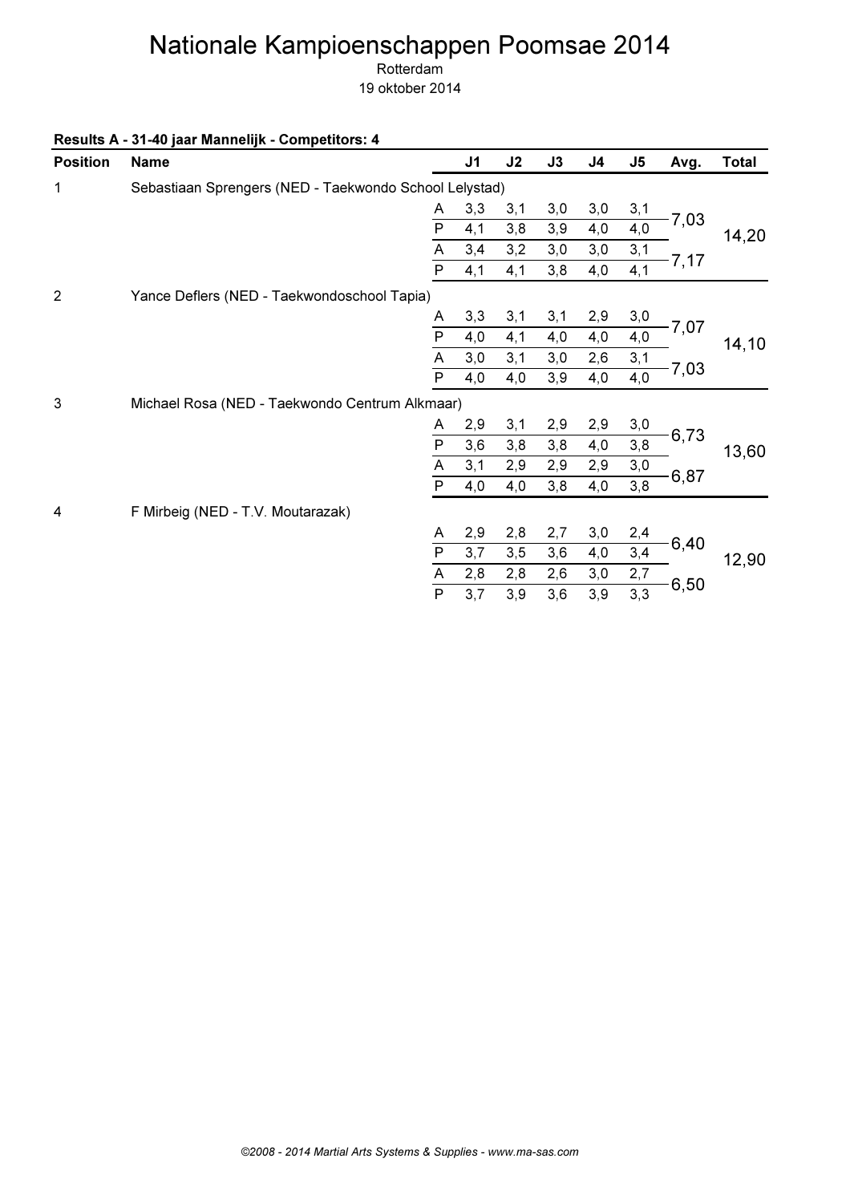# Nationale Kampioenschappen Poomsae 2014

Rotterdam

19 oktober 2014

**Results A - 31-40 jaar Mannelijk - Competitors: 4**

| Position | Name | | J1 | J2 | J3 | J4 | J5 | Avg. | Total |
|---|---|---|---|---|---|---|---|---|---|
| 1 | Sebastiaan Sprengers (NED - Taekwondo School Lelystad) | | | | | | | | |
| | | A | 3,3 | 3,1 | 3,0 | 3,0 | 3,1 | 7,03 | 14,20 |
| | | P | 4,1 | 3,8 | 3,9 | 4,0 | 4,0 | | |
| | | A | 3,4 | 3,2 | 3,0 | 3,0 | 3,1 | 7,17 | |
| | | P | 4,1 | 4,1 | 3,8 | 4,0 | 4,1 | | |
| 2 | Yance Deflers (NED - Taekwondoschool Tapia) | | | | | | | | |
| | | A | 3,3 | 3,1 | 3,1 | 2,9 | 3,0 | 7,07 | 14,10 |
| | | P | 4,0 | 4,1 | 4,0 | 4,0 | 4,0 | | |
| | | A | 3,0 | 3,1 | 3,0 | 2,6 | 3,1 | 7,03 | |
| | | P | 4,0 | 4,0 | 3,9 | 4,0 | 4,0 | | |
| 3 | Michael Rosa (NED - Taekwondo Centrum Alkmaar) | | | | | | | | |
| | | A | 2,9 | 3,1 | 2,9 | 2,9 | 3,0 | 6,73 | 13,60 |
| | | P | 3,6 | 3,8 | 3,8 | 4,0 | 3,8 | | |
| | | A | 3,1 | 2,9 | 2,9 | 2,9 | 3,0 | 6,87 | |
| | | P | 4,0 | 4,0 | 3,8 | 4,0 | 3,8 | | |
| 4 | F Mirbeig (NED - T.V. Moutarazak) | | | | | | | | |
| | | A | 2,9 | 2,8 | 2,7 | 3,0 | 2,4 | 6,40 | 12,90 |
| | | P | 3,7 | 3,5 | 3,6 | 4,0 | 3,4 | | |
| | | A | 2,8 | 2,8 | 2,6 | 3,0 | 2,7 | 6,50 | |
| | | P | 3,7 | 3,9 | 3,6 | 3,9 | 3,3 | | |

*©2008 - 2014 Martial Arts Systems & Supplies - www.ma-sas.com*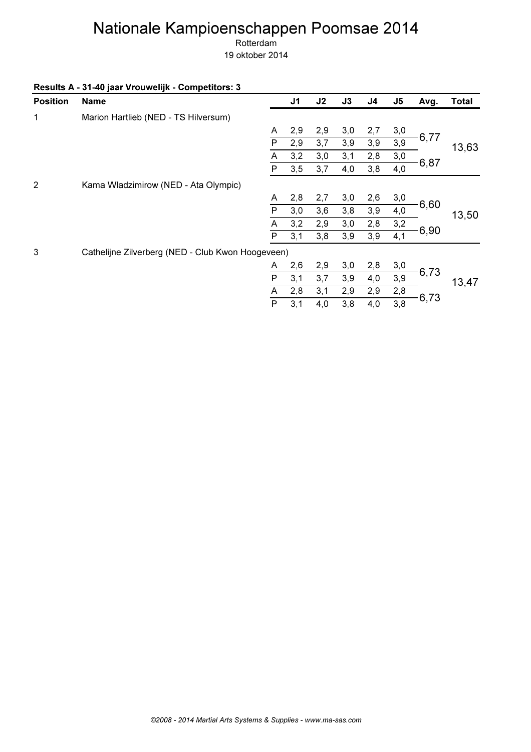# Nationale Kampioenschappen Poomsae 2014

Rotterdam

19 oktober 2014

**Results A - 31-40 jaar Vrouwelijk - Competitors: 3**

| Position | Name | | J1 | J2 | J3 | J4 | J5 | Avg. | Total |
|---|---|---|---|---|---|---|---|---|---|
| 1 | Marion Hartlieb (NED - TS Hilversum) | | | | | | | | |
| | | A | 2,9 | 2,9 | 3,0 | 2,7 | 3,0 | 6,77 | 13,63 |
| | | P | 2,9 | 3,7 | 3,9 | 3,9 | 3,9 | | |
| | | A | 3,2 | 3,0 | 3,1 | 2,8 | 3,0 | 6,87 | |
| | | P | 3,5 | 3,7 | 4,0 | 3,8 | 4,0 | | |
| 2 | Kama Wladzimirow (NED - Ata Olympic) | | | | | | | | |
| | | A | 2,8 | 2,7 | 3,0 | 2,6 | 3,0 | 6,60 | 13,50 |
| | | P | 3,0 | 3,6 | 3,8 | 3,9 | 4,0 | | |
| | | A | 3,2 | 2,9 | 3,0 | 2,8 | 3,2 | 6,90 | |
| | | P | 3,1 | 3,8 | 3,9 | 3,9 | 4,1 | | |
| 3 | Cathelijne Zilverberg (NED - Club Kwon Hoogeveen) | | | | | | | | |
| | | A | 2,6 | 2,9 | 3,0 | 2,8 | 3,0 | 6,73 | 13,47 |
| | | P | 3,1 | 3,7 | 3,9 | 4,0 | 3,9 | | |
| | | A | 2,8 | 3,1 | 2,9 | 2,9 | 2,8 | 6,73 | |
| | | P | 3,1 | 4,0 | 3,8 | 4,0 | 3,8 | | |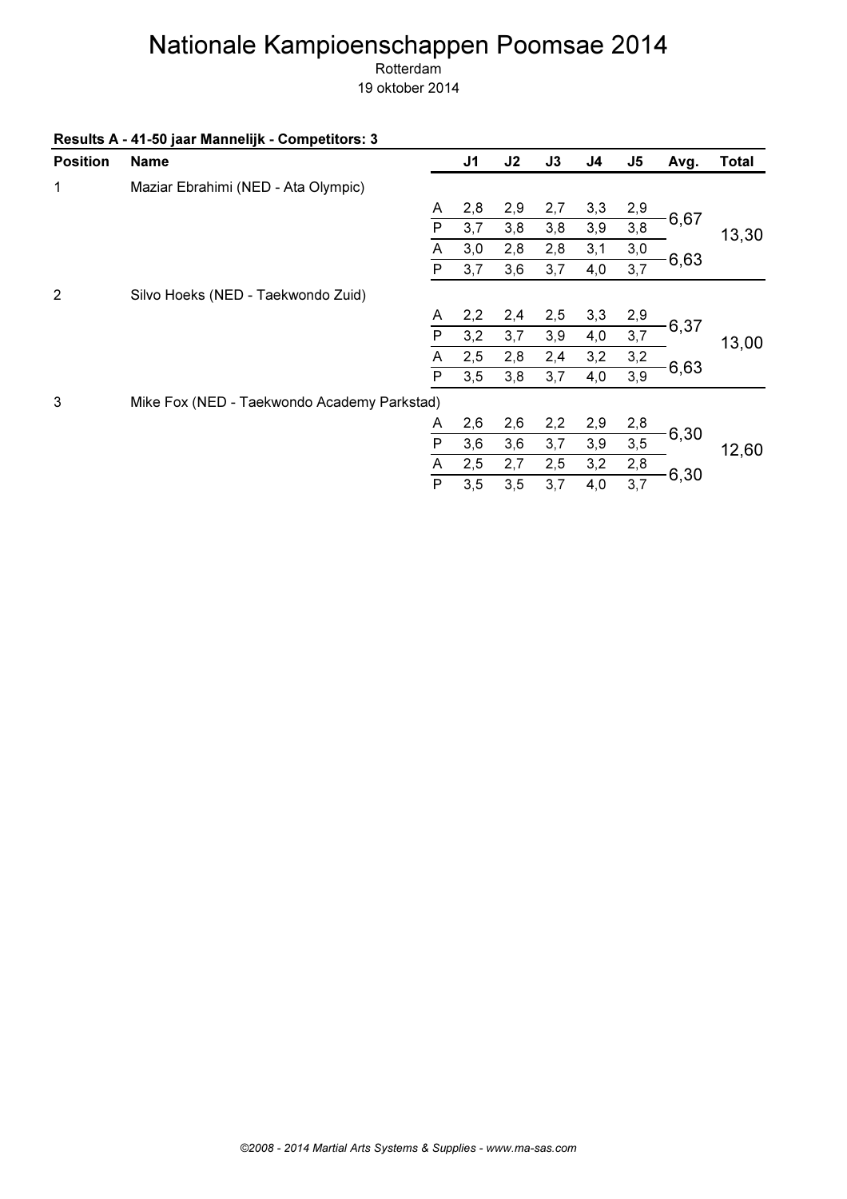# Nationale Kampioenschappen Poomsae 2014

Rotterdam

19 oktober 2014

**Results A - 41-50 jaar Mannelijk - Competitors: 3**

| Position | Name | | J1 | J2 | J3 | J4 | J5 | Avg. | Total |
|---|---|---|---|---|---|---|---|---|---|
| 1 | Maziar Ebrahimi (NED - Ata Olympic) | | | | | | | | |
| | | A | 2,8 | 2,9 | 2,7 | 3,3 | 2,9 | 6,67 | 13,30 |
| | | P | 3,7 | 3,8 | 3,8 | 3,9 | 3,8 | | |
| | | A | 3,0 | 2,8 | 2,8 | 3,1 | 3,0 | 6,63 | |
| | | P | 3,7 | 3,6 | 3,7 | 4,0 | 3,7 | | |
| 2 | Silvo Hoeks (NED - Taekwondo Zuid) | | | | | | | | |
| | | A | 2,2 | 2,4 | 2,5 | 3,3 | 2,9 | 6,37 | 13,00 |
| | | P | 3,2 | 3,7 | 3,9 | 4,0 | 3,7 | | |
| | | A | 2,5 | 2,8 | 2,4 | 3,2 | 3,2 | 6,63 | |
| | | P | 3,5 | 3,8 | 3,7 | 4,0 | 3,9 | | |
| 3 | Mike Fox (NED - Taekwondo Academy Parkstad) | | | | | | | | |
| | | A | 2,6 | 2,6 | 2,2 | 2,9 | 2,8 | 6,30 | 12,60 |
| | | P | 3,6 | 3,6 | 3,7 | 3,9 | 3,5 | | |
| | | A | 2,5 | 2,7 | 2,5 | 3,2 | 2,8 | 6,30 | |
| | | P | 3,5 | 3,5 | 3,7 | 4,0 | 3,7 | | |

*©2008 - 2014 Martial Arts Systems & Supplies - www.ma-sas.com*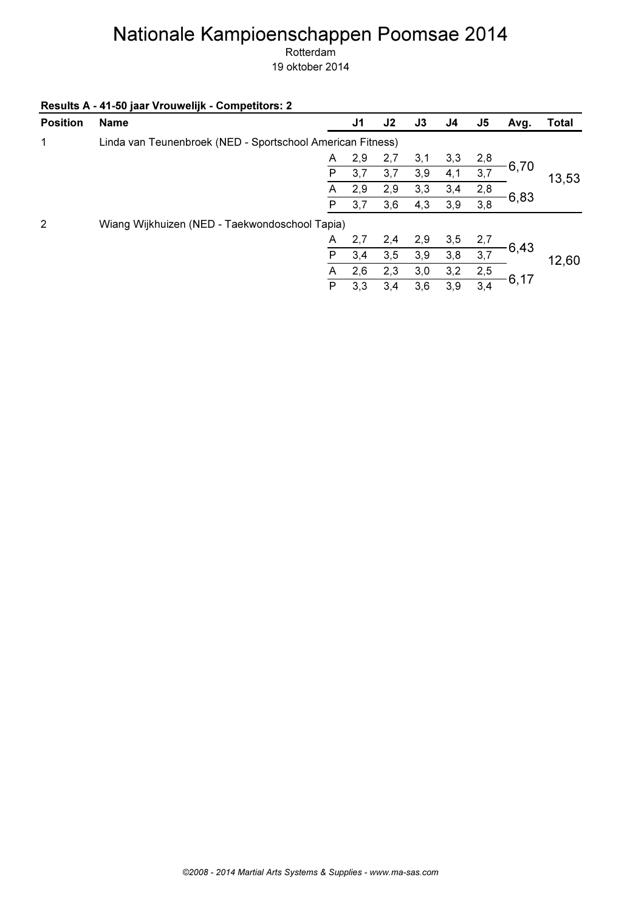# Nationale Kampioenschappen Poomsae 2014

Rotterdam

19 oktober 2014

**Results A - 41-50 jaar Vrouwelijk - Competitors: 2**

| Position | Name | | J1 | J2 | J3 | J4 | J5 | Avg. | Total |
|---|---|---|---|---|---|---|---|---|---|
| 1 | Linda van Teunenbroek (NED - Sportschool American Fitness) | | | | | | | | |
| | | A | 2,9 | 2,7 | 3,1 | 3,3 | 2,8 | 6,70 | 13,53 |
| | | P | 3,7 | 3,7 | 3,9 | 4,1 | 3,7 | | |
| | | A | 2,9 | 2,9 | 3,3 | 3,4 | 2,8 | 6,83 | |
| | | P | 3,7 | 3,6 | 4,3 | 3,9 | 3,8 | | |
| 2 | Wiang Wijkhuizen (NED - Taekwondoschool Tapia) | | | | | | | | |
| | | A | 2,7 | 2,4 | 2,9 | 3,5 | 2,7 | 6,43 | 12,60 |
| | | P | 3,4 | 3,5 | 3,9 | 3,8 | 3,7 | | |
| | | A | 2,6 | 2,3 | 3,0 | 3,2 | 2,5 | 6,17 | |
| | | P | 3,3 | 3,4 | 3,6 | 3,9 | 3,4 | | |

*©2008 - 2014 Martial Arts Systems & Supplies - www.ma-sas.com*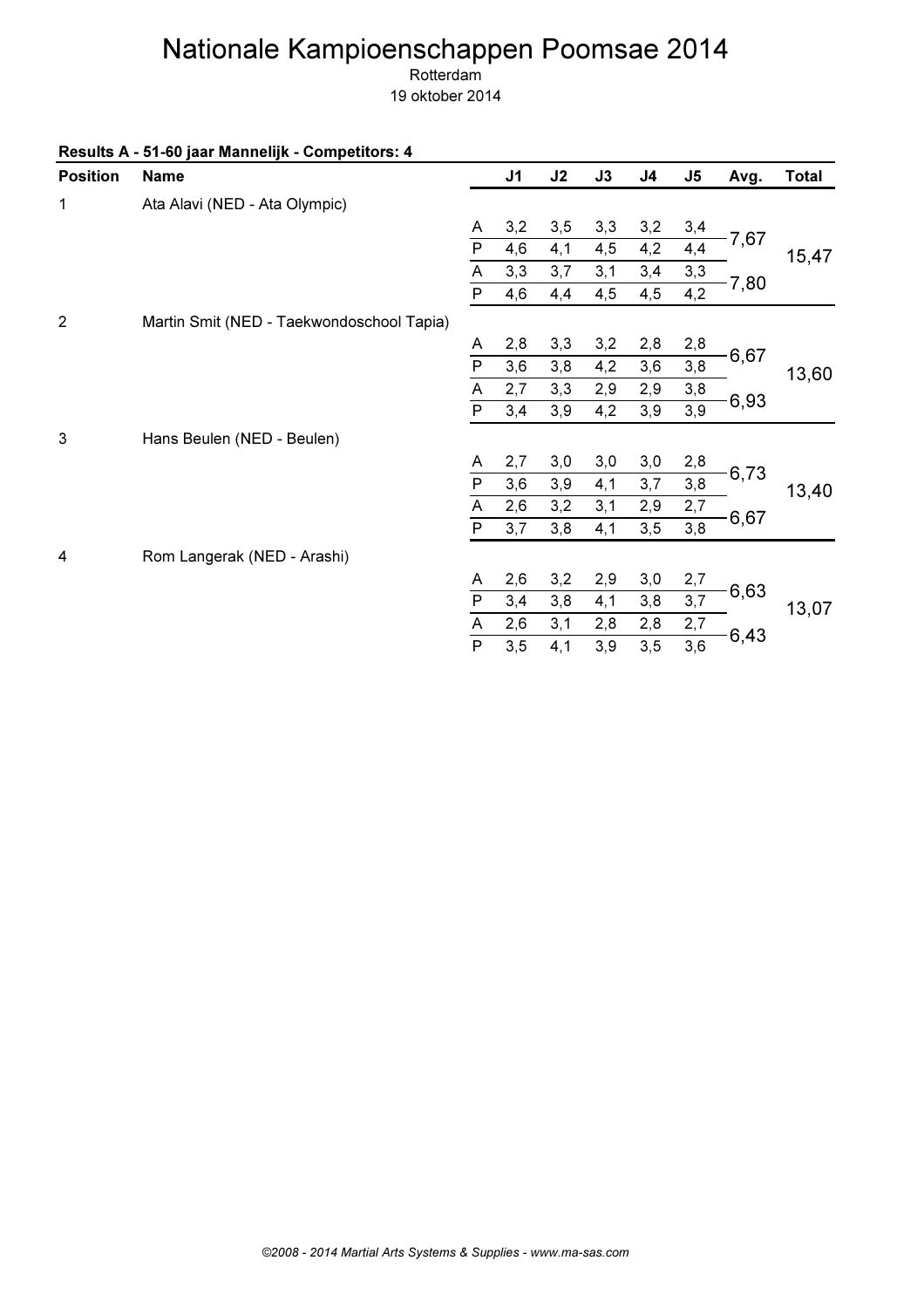# Nationale Kampioenschappen Poomsae 2014

Rotterdam

19 oktober 2014

**Results A - 51-60 jaar Mannelijk - Competitors: 4**

| Position | Name | | J1 | J2 | J3 | J4 | J5 | Avg. | Total |
|---|---|---|---|---|---|---|---|---|---|
| 1 | Ata Alavi (NED - Ata Olympic) | | | | | | | | |
| | | A | 3,2 | 3,5 | 3,3 | 3,2 | 3,4 | 7,67 | 15,47 |
| | | P | 4,6 | 4,1 | 4,5 | 4,2 | 4,4 | | |
| | | A | 3,3 | 3,7 | 3,1 | 3,4 | 3,3 | 7,80 | |
| | | P | 4,6 | 4,4 | 4,5 | 4,5 | 4,2 | | |
| 2 | Martin Smit (NED - Taekwondoschool Tapia) | | | | | | | | |
| | | A | 2,8 | 3,3 | 3,2 | 2,8 | 2,8 | 6,67 | 13,60 |
| | | P | 3,6 | 3,8 | 4,2 | 3,6 | 3,8 | | |
| | | A | 2,7 | 3,3 | 2,9 | 2,9 | 3,8 | 6,93 | |
| | | P | 3,4 | 3,9 | 4,2 | 3,9 | 3,9 | | |
| 3 | Hans Beulen (NED - Beulen) | | | | | | | | |
| | | A | 2,7 | 3,0 | 3,0 | 3,0 | 2,8 | 6,73 | 13,40 |
| | | P | 3,6 | 3,9 | 4,1 | 3,7 | 3,8 | | |
| | | A | 2,6 | 3,2 | 3,1 | 2,9 | 2,7 | 6,67 | |
| | | P | 3,7 | 3,8 | 4,1 | 3,5 | 3,8 | | |
| 4 | Rom Langerak (NED - Arashi) | | | | | | | | |
| | | A | 2,6 | 3,2 | 2,9 | 3,0 | 2,7 | 6,63 | 13,07 |
| | | P | 3,4 | 3,8 | 4,1 | 3,8 | 3,7 | | |
| | | A | 2,6 | 3,1 | 2,8 | 2,8 | 2,7 | 6,43 | |
| | | P | 3,5 | 4,1 | 3,9 | 3,5 | 3,6 | | |

*©2008 - 2014 Martial Arts Systems & Supplies - www.ma-sas.com*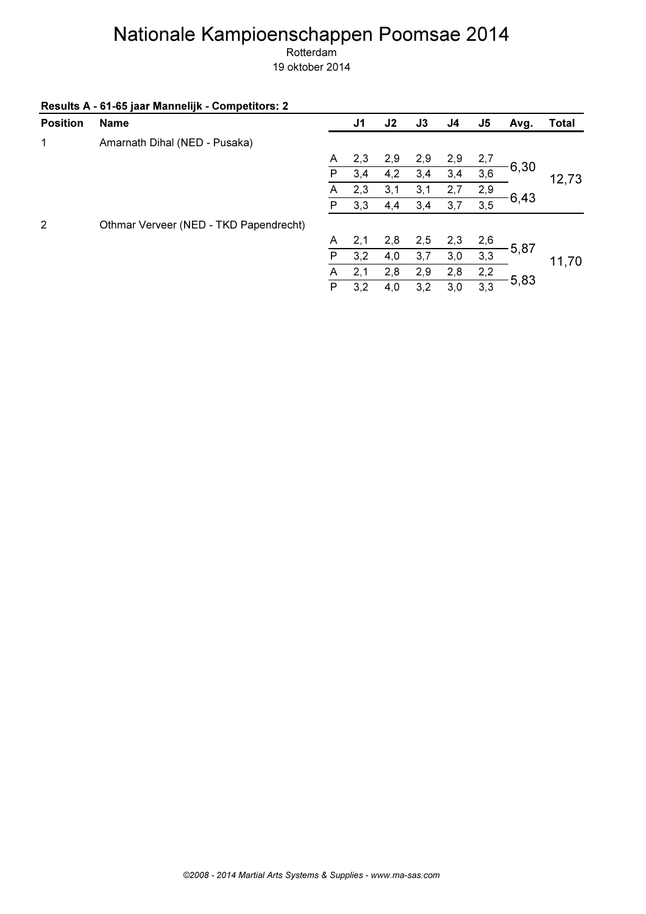# Nationale Kampioenschappen Poomsae 2014

Rotterdam

19 oktober 2014

**Results A - 61-65 jaar Mannelijk - Competitors: 2**

| Position | Name | | J1 | J2 | J3 | J4 | J5 | Avg. | Total |
|---|---|---|---|---|---|---|---|---|---|
| 1 | Amarnath Dihal (NED - Pusaka) | | | | | | | | |
| | | A | 2,3 | 2,9 | 2,9 | 2,9 | 2,7 | 6,30 | 12,73 |
| | | P | 3,4 | 4,2 | 3,4 | 3,4 | 3,6 | | |
| | | A | 2,3 | 3,1 | 3,1 | 2,7 | 2,9 | 6,43 | |
| | | P | 3,3 | 4,4 | 3,4 | 3,7 | 3,5 | | |
| 2 | Othmar Verveer (NED - TKD Papendrecht) | | | | | | | | |
| | | A | 2,1 | 2,8 | 2,5 | 2,3 | 2,6 | 5,87 | 11,70 |
| | | P | 3,2 | 4,0 | 3,7 | 3,0 | 3,3 | | |
| | | A | 2,1 | 2,8 | 2,9 | 2,8 | 2,2 | 5,83 | |
| | | P | 3,2 | 4,0 | 3,2 | 3,0 | 3,3 | | |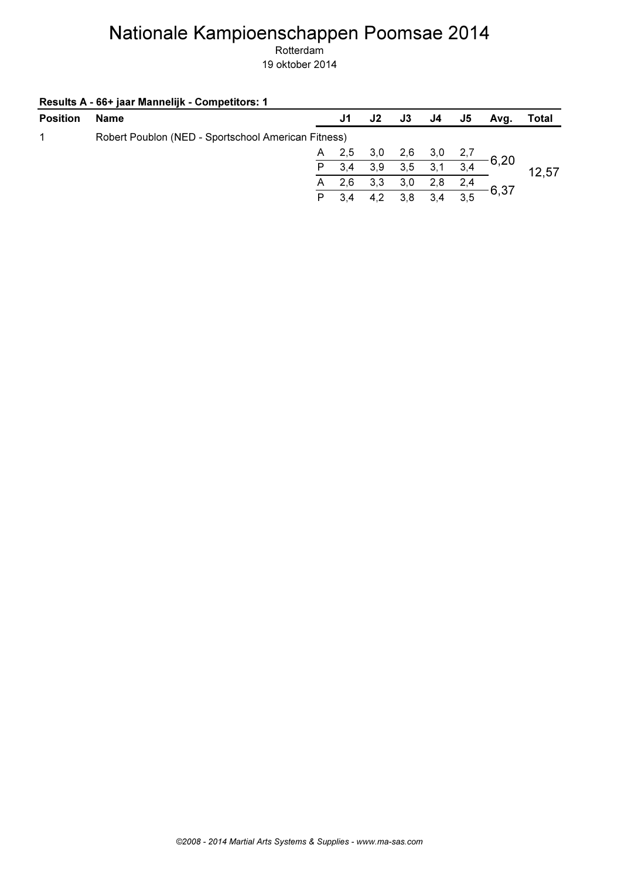# Nationale Kampioenschappen Poomsae 2014

Rotterdam

19 oktober 2014

**Results A - 66+ jaar Mannelijk - Competitors: 1**

| Position | Name | | J1 | J2 | J3 | J4 | J5 | Avg. | Total |
|---|---|---|---|---|---|---|---|---|---|
| 1 | Robert Poublon (NED - Sportschool American Fitness) | | | | | | | | |
| | | A | 2,5 | 3,0 | 2,6 | 3,0 | 2,7 | 6,20 | 12,57 |
| | | P | 3,4 | 3,9 | 3,5 | 3,1 | 3,4 | | |
| | | A | 2,6 | 3,3 | 3,0 | 2,8 | 2,4 | 6,37 | |
| | | P | 3,4 | 4,2 | 3,8 | 3,4 | 3,5 | | |

*©2008 - 2014 Martial Arts Systems & Supplies - www.ma-sas.com*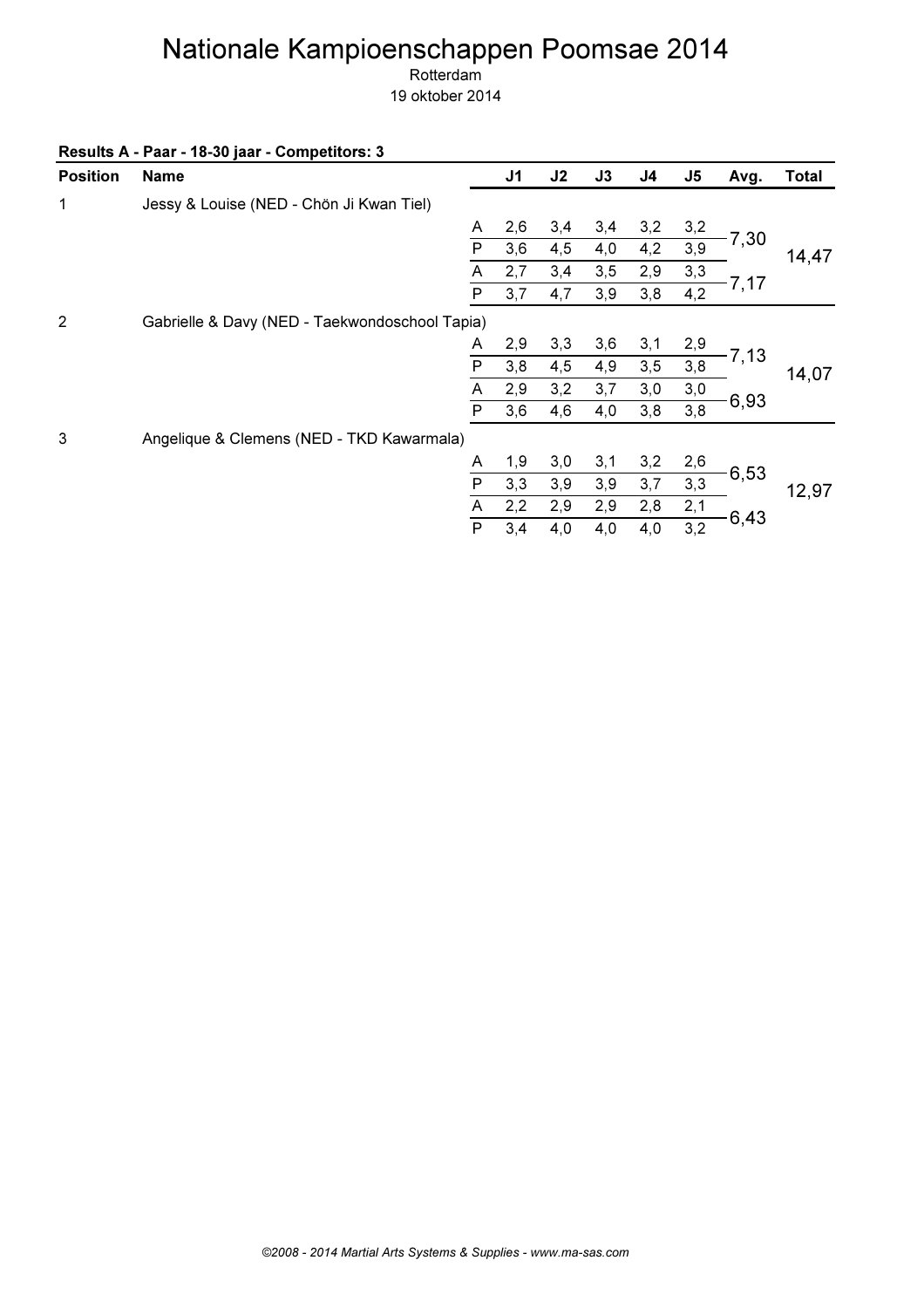# Nationale Kampioenschappen Poomsae 2014

Rotterdam

19 oktober 2014

**Results A - Paar - 18-30 jaar - Competitors: 3**

| Position | Name | | J1 | J2 | J3 | J4 | J5 | Avg. | Total |
|---|---|---|---|---|---|---|---|---|---|
| 1 | Jessy & Louise (NED - Chön Ji Kwan Tiel) | | | | | | | | |
| | | A | 2,6 | 3,4 | 3,4 | 3,2 | 3,2 | 7,30 | 14,47 |
| | | P | 3,6 | 4,5 | 4,0 | 4,2 | 3,9 | | |
| | | A | 2,7 | 3,4 | 3,5 | 2,9 | 3,3 | 7,17 | |
| | | P | 3,7 | 4,7 | 3,9 | 3,8 | 4,2 | | |
| 2 | Gabrielle & Davy (NED - Taekwondoschool Tapia) | | | | | | | | |
| | | A | 2,9 | 3,3 | 3,6 | 3,1 | 2,9 | 7,13 | 14,07 |
| | | P | 3,8 | 4,5 | 4,9 | 3,5 | 3,8 | | |
| | | A | 2,9 | 3,2 | 3,7 | 3,0 | 3,0 | 6,93 | |
| | | P | 3,6 | 4,6 | 4,0 | 3,8 | 3,8 | | |
| 3 | Angelique & Clemens (NED - TKD Kawarmala) | | | | | | | | |
| | | A | 1,9 | 3,0 | 3,1 | 3,2 | 2,6 | 6,53 | 12,97 |
| | | P | 3,3 | 3,9 | 3,9 | 3,7 | 3,3 | | |
| | | A | 2,2 | 2,9 | 2,9 | 2,8 | 2,1 | 6,43 | |
| | | P | 3,4 | 4,0 | 4,0 | 4,0 | 3,2 | | |

*©2008 - 2014 Martial Arts Systems & Supplies - www.ma-sas.com*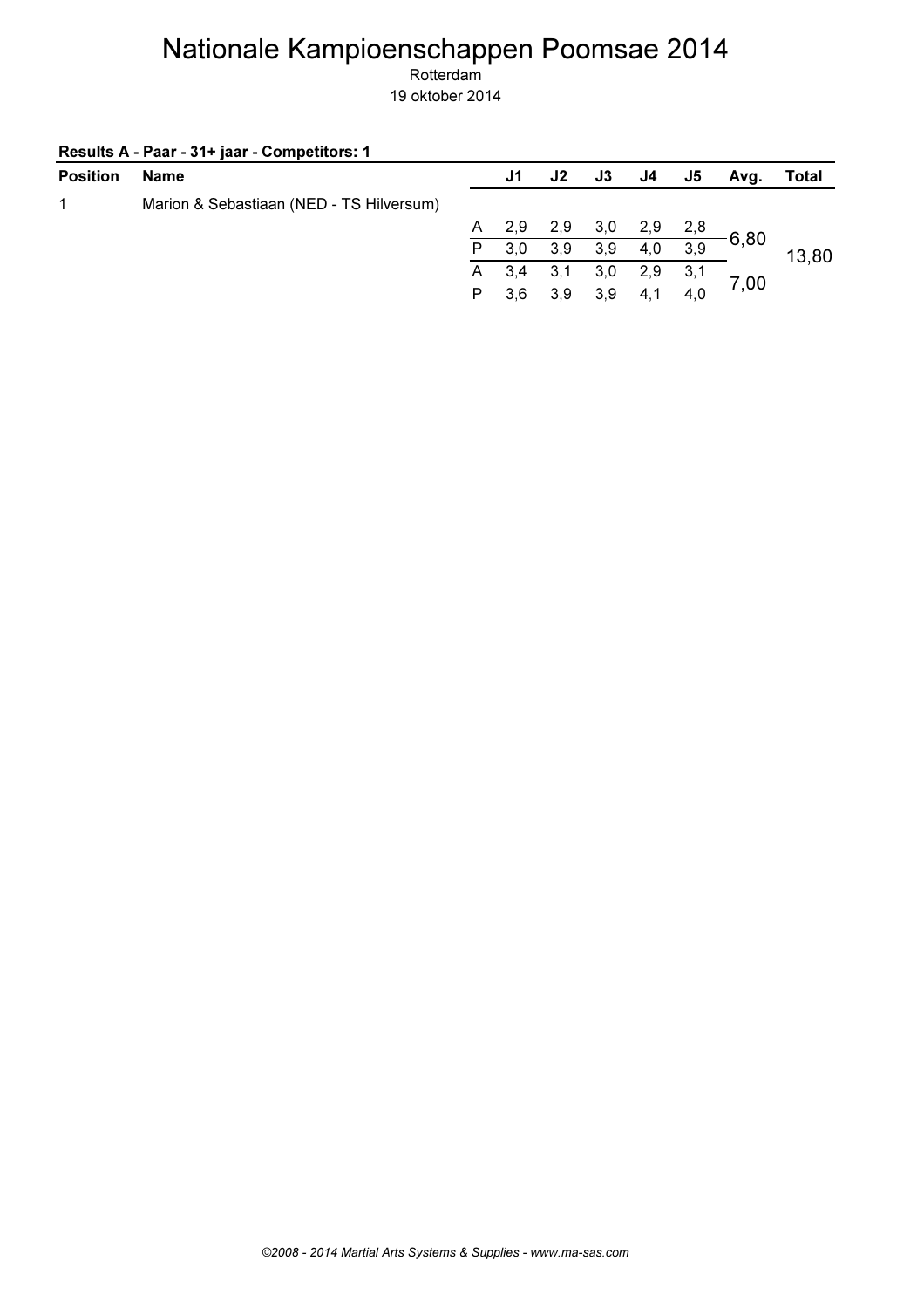# Nationale Kampioenschappen Poomsae 2014

Rotterdam

19 oktober 2014

**Results A - Paar - 31+ jaar - Competitors: 1**

| Position | Name | | J1 | J2 | J3 | J4 | J5 | Avg. | Total |
|---|---|---|---|---|---|---|---|---|---|
| 1 | Marion & Sebastiaan (NED - TS Hilversum) | | | | | | | | |
| | | A | 2,9 | 2,9 | 3,0 | 2,9 | 2,8 | 6,80 | 13,80 |
| | | P | 3,0 | 3,9 | 3,9 | 4,0 | 3,9 | | |
| | | A | 3,4 | 3,1 | 3,0 | 2,9 | 3,1 | 7,00 | |
| | | P | 3,6 | 3,9 | 3,9 | 4,1 | 4,0 | | |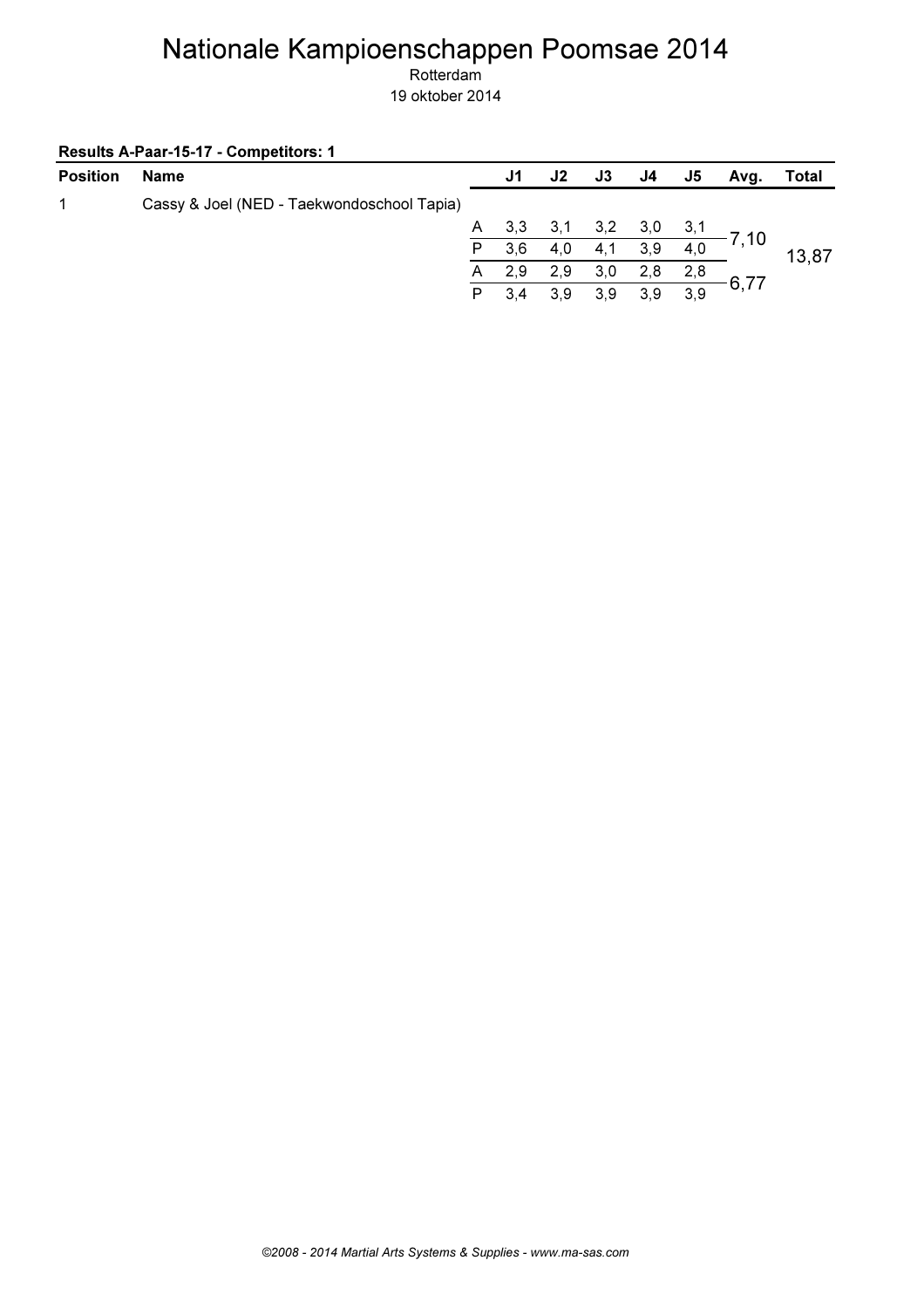# Nationale Kampioenschappen Poomsae 2014

Rotterdam

19 oktober 2014

**Results A-Paar-15-17 - Competitors: 1**

| Position | Name | | J1 | J2 | J3 | J4 | J5 | Avg. | Total |
|---|---|---|---|---|---|---|---|---|---|
| 1 | Cassy & Joel (NED - Taekwondoschool Tapia) | | | | | | | | |
| | | A | 3,3 | 3,1 | 3,2 | 3,0 | 3,1 | 7,10 | 13,87 |
| | | P | 3,6 | 4,0 | 4,1 | 3,9 | 4,0 | | |
| | | A | 2,9 | 2,9 | 3,0 | 2,8 | 2,8 | 6,77 | |
| | | P | 3,4 | 3,9 | 3,9 | 3,9 | 3,9 | | |

*©2008 - 2014 Martial Arts Systems & Supplies - www.ma-sas.com*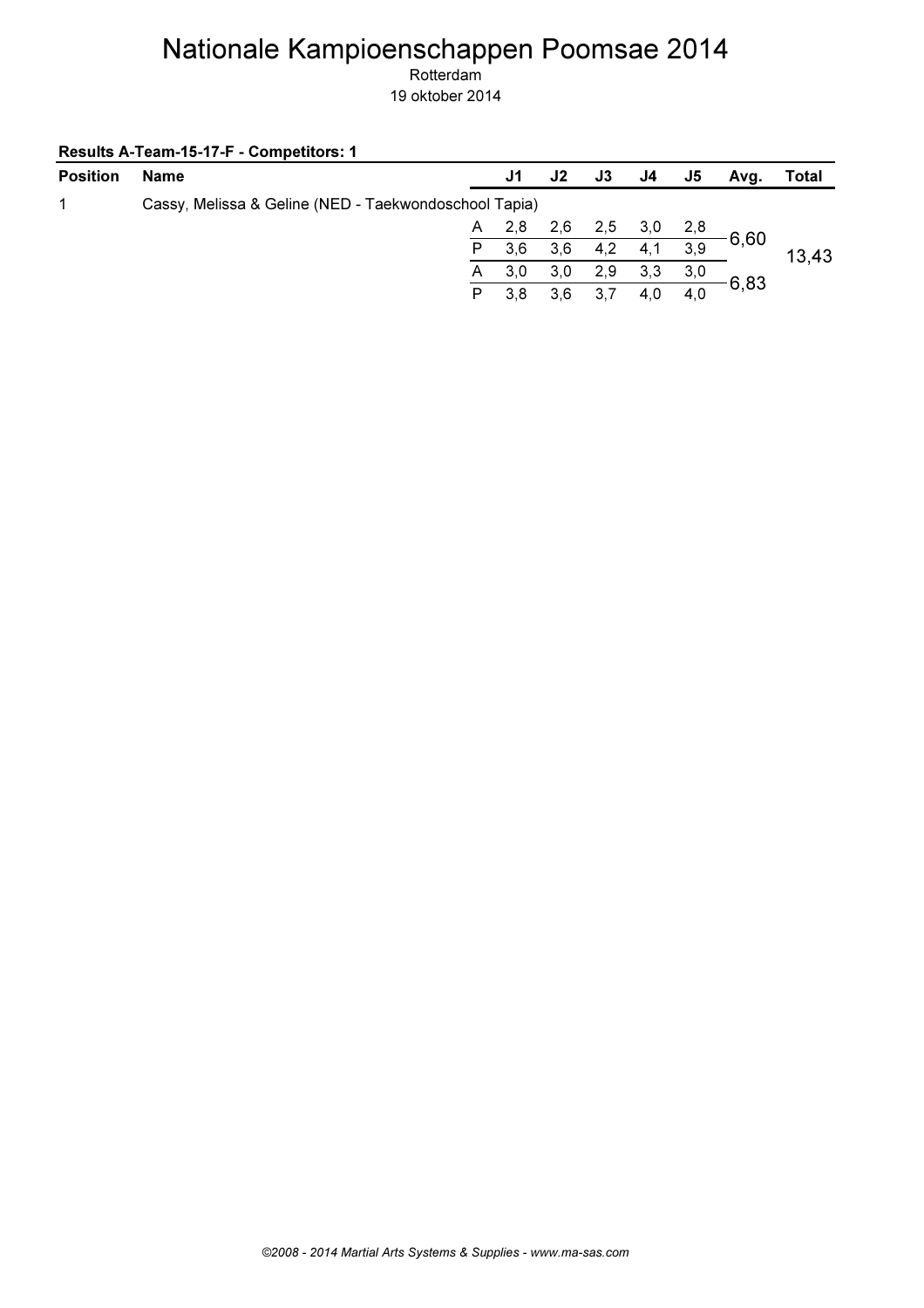# Nationale Kampioenschappen Poomsae 2014

Rotterdam

19 oktober 2014

**Results A-Team-15-17-F - Competitors: 1**

| Position | Name | | J1 | J2 | J3 | J4 | J5 | Avg. | Total |
|---|---|---|---|---|---|---|---|---|---|
| 1 | Cassy, Melissa & Geline (NED - Taekwondoschool Tapia) | | | | | | | | |
| | | A | 2,8 | 2,6 | 2,5 | 3,0 | 2,8 | 6,60 | 13,43 |
| | | P | 3,6 | 3,6 | 4,2 | 4,1 | 3,9 | | |
| | | A | 3,0 | 3,0 | 2,9 | 3,3 | 3,0 | 6,83 | |
| | | P | 3,8 | 3,6 | 3,7 | 4,0 | 4,0 | | |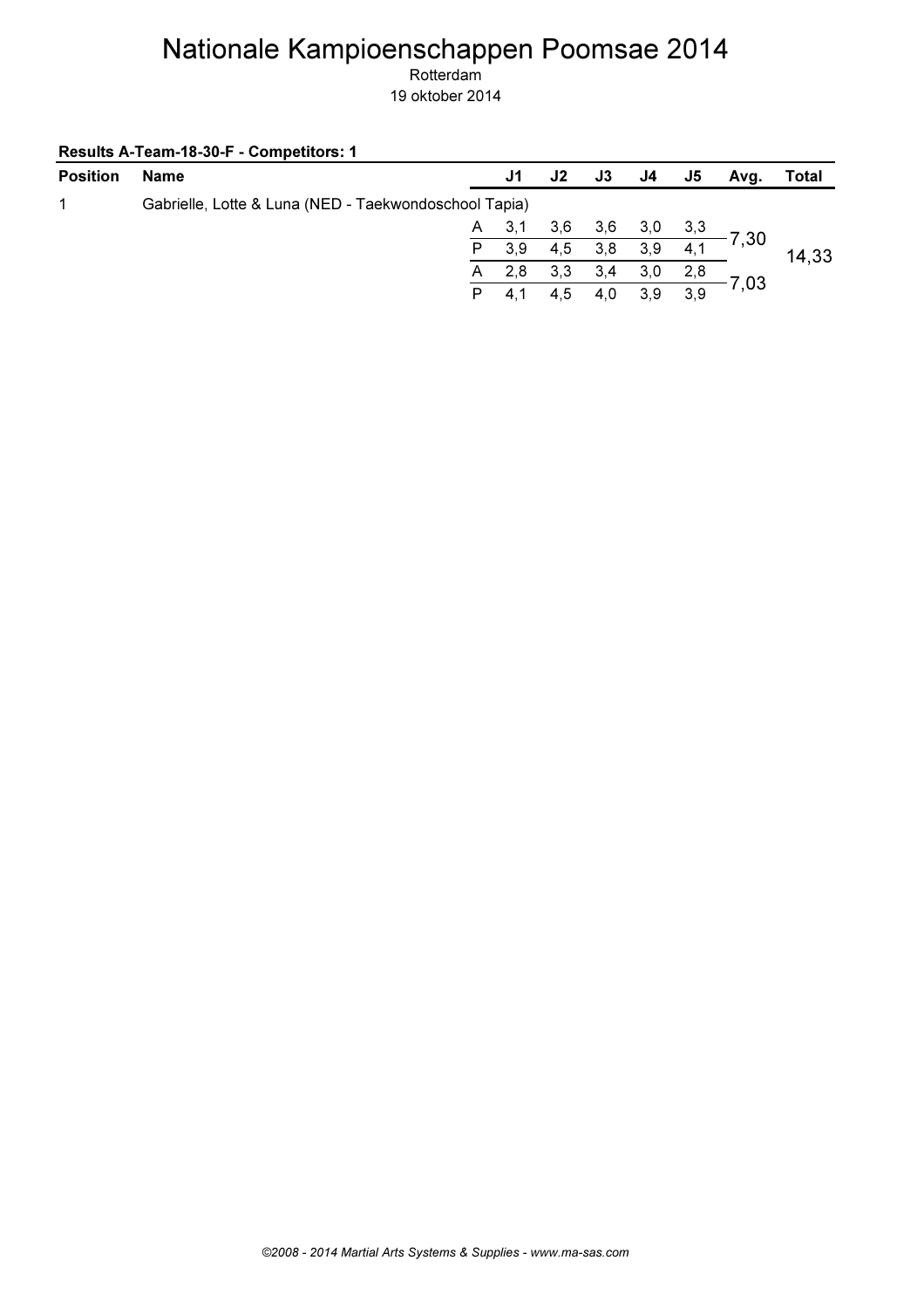# Nationale Kampioenschappen Poomsae 2014

Rotterdam
19 oktober 2014

**Results A-Team-18-30-F - Competitors: 1**

| Position | Name | | J1 | J2 | J3 | J4 | J5 | Avg. | Total |
|---|---|---|---|---|---|---|---|---|---|
| 1 | Gabrielle, Lotte & Luna (NED - Taekwondoschool Tapia) | | | | | | | | |
| | | A | 3,1 | 3,6 | 3,6 | 3,0 | 3,3 | 7,30 | 14,33 |
| | | P | 3,9 | 4,5 | 3,8 | 3,9 | 4,1 | | |
| | | A | 2,8 | 3,3 | 3,4 | 3,0 | 2,8 | 7,03 | |
| | | P | 4,1 | 4,5 | 4,0 | 3,9 | 3,9 | | |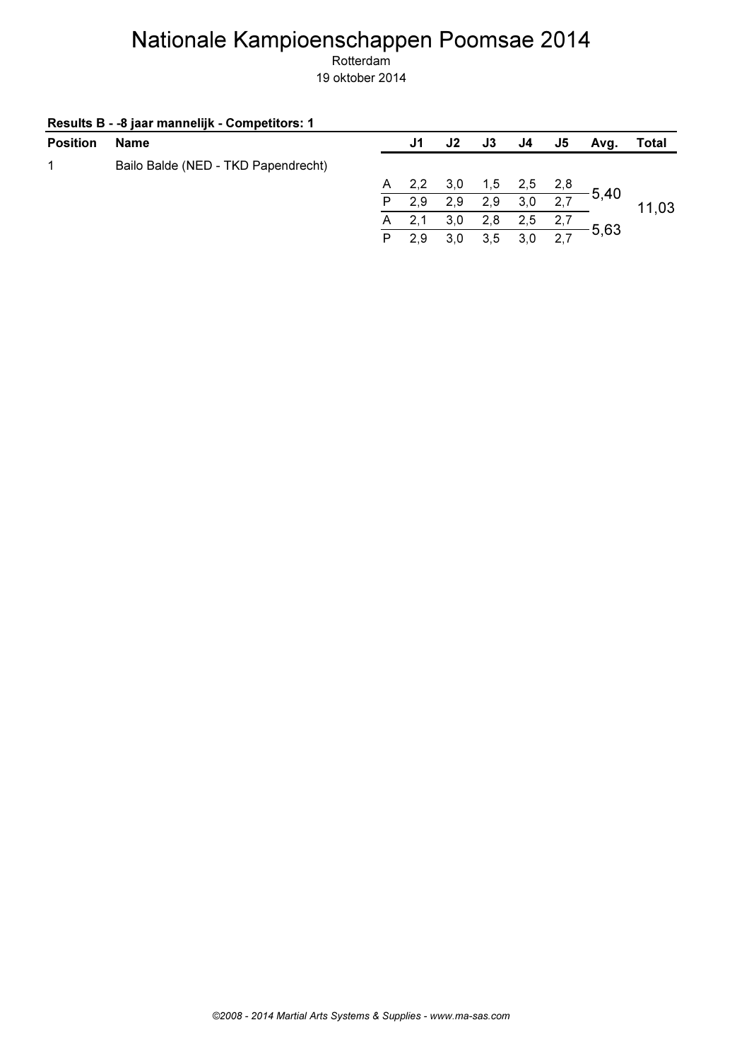# Nationale Kampioenschappen Poomsae 2014

Rotterdam

19 oktober 2014

**Results B - -8 jaar mannelijk - Competitors: 1**

| Position | Name | | J1 | J2 | J3 | J4 | J5 | Avg. | Total |
|---|---|---|---|---|---|---|---|---|---|
| 1 | Bailo Balde (NED - TKD Papendrecht) | | | | | | | | |
| | | A | 2,2 | 3,0 | 1,5 | 2,5 | 2,8 | 5,40 | 11,03 |
| | | P | 2,9 | 2,9 | 2,9 | 3,0 | 2,7 | | |
| | | A | 2,1 | 3,0 | 2,8 | 2,5 | 2,7 | 5,63 | |
| | | P | 2,9 | 3,0 | 3,5 | 3,0 | 2,7 | | |

*©2008 - 2014 Martial Arts Systems & Supplies - www.ma-sas.com*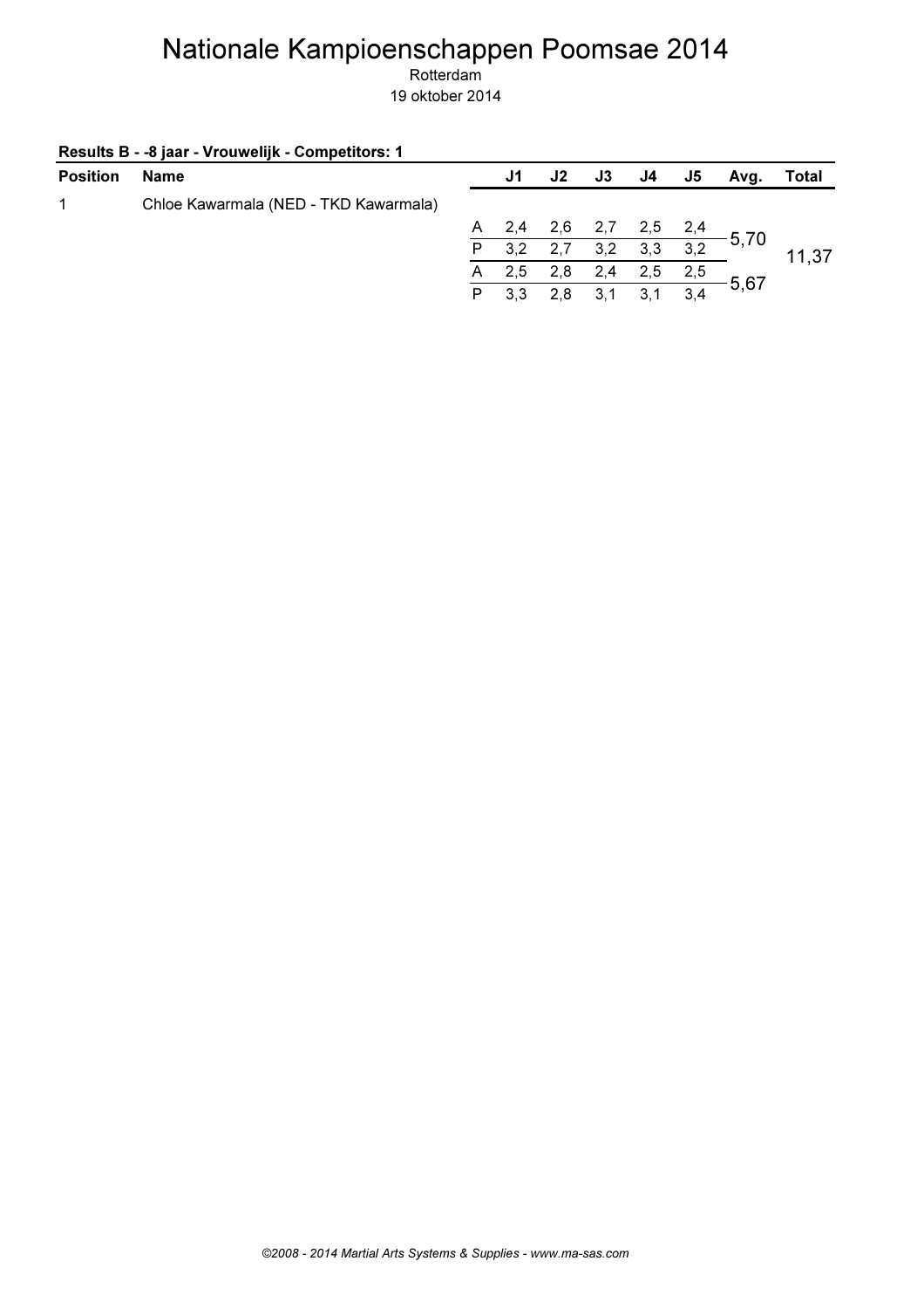# Nationale Kampioenschappen Poomsae 2014

Rotterdam

19 oktober 2014

**Results B - -8 jaar - Vrouwelijk - Competitors: 1**

| Position | Name | | J1 | J2 | J3 | J4 | J5 | Avg. | Total |
|---|---|---|---|---|---|---|---|---|---|
| 1 | Chloe Kawarmala (NED - TKD Kawarmala) | | | | | | | | |
| | | A | 2,4 | 2,6 | 2,7 | 2,5 | 2,4 | 5,70 | 11,37 |
| | | P | 3,2 | 2,7 | 3,2 | 3,3 | 3,2 | | |
| | | A | 2,5 | 2,8 | 2,4 | 2,5 | 2,5 | 5,67 | |
| | | P | 3,3 | 2,8 | 3,1 | 3,1 | 3,4 | | |

*©2008 - 2014 Martial Arts Systems & Supplies - www.ma-sas.com*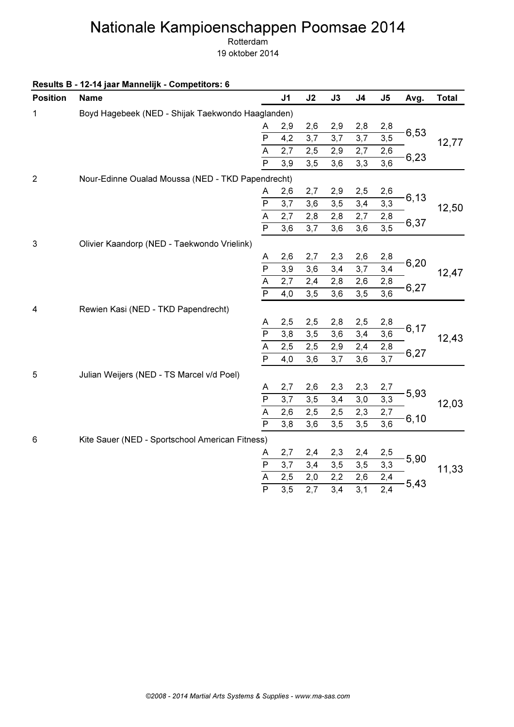# Nationale Kampioenschappen Poomsae 2014

Rotterdam

19 oktober 2014

**Results B - 12-14 jaar Mannelijk - Competitors: 6**

| Position | Name | | J1 | J2 | J3 | J4 | J5 | Avg. | Total |
|---|---|---|---|---|---|---|---|---|---|
| 1 | Boyd Hagebeek (NED - Shijak Taekwondo Haaglanden) | | | | | | | | |
| | | A | 2,9 | 2,6 | 2,9 | 2,8 | 2,8 | 6,53 | 12,77 |
| | | P | 4,2 | 3,7 | 3,7 | 3,7 | 3,5 | | |
| | | A | 2,7 | 2,5 | 2,9 | 2,7 | 2,6 | 6,23 | |
| | | P | 3,9 | 3,5 | 3,6 | 3,3 | 3,6 | | |
| 2 | Nour-Edinne Oualad Moussa (NED - TKD Papendrecht) | | | | | | | | |
| | | A | 2,6 | 2,7 | 2,9 | 2,5 | 2,6 | 6,13 | 12,50 |
| | | P | 3,7 | 3,6 | 3,5 | 3,4 | 3,3 | | |
| | | A | 2,7 | 2,8 | 2,8 | 2,7 | 2,8 | 6,37 | |
| | | P | 3,6 | 3,7 | 3,6 | 3,6 | 3,5 | | |
| 3 | Olivier Kaandorp (NED - Taekwondo Vrielink) | | | | | | | | |
| | | A | 2,6 | 2,7 | 2,3 | 2,6 | 2,8 | 6,20 | 12,47 |
| | | P | 3,9 | 3,6 | 3,4 | 3,7 | 3,4 | | |
| | | A | 2,7 | 2,4 | 2,8 | 2,6 | 2,8 | 6,27 | |
| | | P | 4,0 | 3,5 | 3,6 | 3,5 | 3,6 | | |
| 4 | Rewien Kasi (NED - TKD Papendrecht) | | | | | | | | |
| | | A | 2,5 | 2,5 | 2,8 | 2,5 | 2,8 | 6,17 | 12,43 |
| | | P | 3,8 | 3,5 | 3,6 | 3,4 | 3,6 | | |
| | | A | 2,5 | 2,5 | 2,9 | 2,4 | 2,8 | 6,27 | |
| | | P | 4,0 | 3,6 | 3,7 | 3,6 | 3,7 | | |
| 5 | Julian Weijers (NED - TS Marcel v/d Poel) | | | | | | | | |
| | | A | 2,7 | 2,6 | 2,3 | 2,3 | 2,7 | 5,93 | 12,03 |
| | | P | 3,7 | 3,5 | 3,4 | 3,0 | 3,3 | | |
| | | A | 2,6 | 2,5 | 2,5 | 2,3 | 2,7 | 6,10 | |
| | | P | 3,8 | 3,6 | 3,5 | 3,5 | 3,6 | | |
| 6 | Kite Sauer (NED - Sportschool American Fitness) | | | | | | | | |
| | | A | 2,7 | 2,4 | 2,3 | 2,4 | 2,5 | 5,90 | 11,33 |
| | | P | 3,7 | 3,4 | 3,5 | 3,5 | 3,3 | | |
| | | A | 2,5 | 2,0 | 2,2 | 2,6 | 2,4 | 5,43 | |
| | | P | 3,5 | 2,7 | 3,4 | 3,1 | 2,4 | | |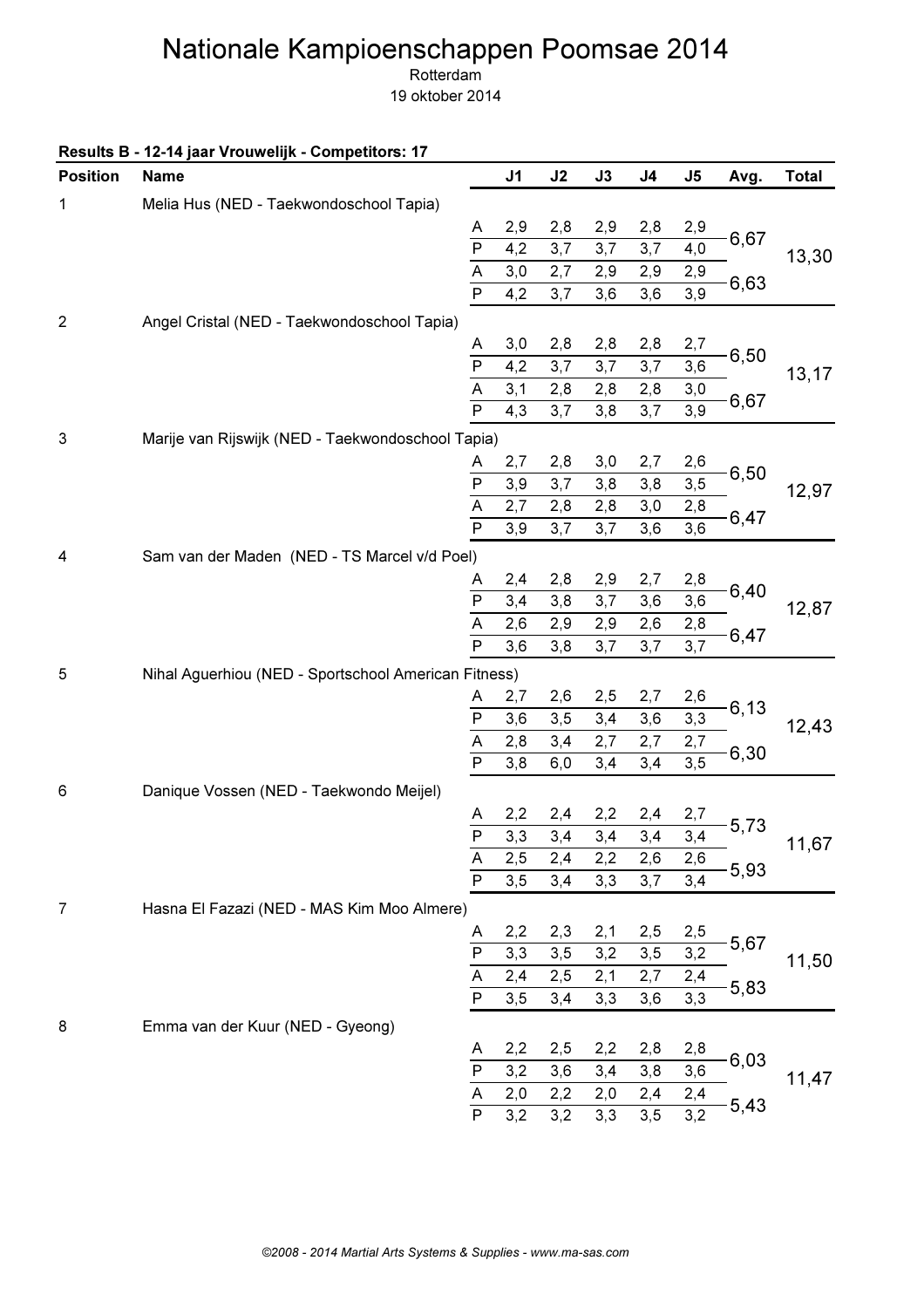# Nationale Kampioenschappen Poomsae 2014

Rotterdam

19 oktober 2014

**Results B - 12-14 jaar Vrouwelijk - Competitors: 17**

| Position | Name | | J1 | J2 | J3 | J4 | J5 | Avg. | Total |
|---|---|---|---|---|---|---|---|---|---|
| 1 | Melia Hus (NED - Taekwondoschool Tapia) | | | | | | | | |
| | | A | 2,9 | 2,8 | 2,9 | 2,8 | 2,9 | 6,67 | 13,30 |
| | | P | 4,2 | 3,7 | 3,7 | 3,7 | 4,0 | | |
| | | A | 3,0 | 2,7 | 2,9 | 2,9 | 2,9 | 6,63 | |
| | | P | 4,2 | 3,7 | 3,6 | 3,6 | 3,9 | | |
| 2 | Angel Cristal (NED - Taekwondoschool Tapia) | | | | | | | | |
| | | A | 3,0 | 2,8 | 2,8 | 2,8 | 2,7 | 6,50 | 13,17 |
| | | P | 4,2 | 3,7 | 3,7 | 3,7 | 3,6 | | |
| | | A | 3,1 | 2,8 | 2,8 | 2,8 | 3,0 | 6,67 | |
| | | P | 4,3 | 3,7 | 3,8 | 3,7 | 3,9 | | |
| 3 | Marije van Rijswijk (NED - Taekwondoschool Tapia) | | | | | | | | |
| | | A | 2,7 | 2,8 | 3,0 | 2,7 | 2,6 | 6,50 | 12,97 |
| | | P | 3,9 | 3,7 | 3,8 | 3,8 | 3,5 | | |
| | | A | 2,7 | 2,8 | 2,8 | 3,0 | 2,8 | 6,47 | |
| | | P | 3,9 | 3,7 | 3,7 | 3,6 | 3,6 | | |
| 4 | Sam van der Maden (NED - TS Marcel v/d Poel) | | | | | | | | |
| | | A | 2,4 | 2,8 | 2,9 | 2,7 | 2,8 | 6,40 | 12,87 |
| | | P | 3,4 | 3,8 | 3,7 | 3,6 | 3,6 | | |
| | | A | 2,6 | 2,9 | 2,9 | 2,6 | 2,8 | 6,47 | |
| | | P | 3,6 | 3,8 | 3,7 | 3,7 | 3,7 | | |
| 5 | Nihal Aguerhiou (NED - Sportschool American Fitness) | | | | | | | | |
| | | A | 2,7 | 2,6 | 2,5 | 2,7 | 2,6 | 6,13 | 12,43 |
| | | P | 3,6 | 3,5 | 3,4 | 3,6 | 3,3 | | |
| | | A | 2,8 | 3,4 | 2,7 | 2,7 | 2,7 | 6,30 | |
| | | P | 3,8 | 6,0 | 3,4 | 3,4 | 3,5 | | |
| 6 | Danique Vossen (NED - Taekwondo Meijel) | | | | | | | | |
| | | A | 2,2 | 2,4 | 2,2 | 2,4 | 2,7 | 5,73 | 11,67 |
| | | P | 3,3 | 3,4 | 3,4 | 3,4 | 3,4 | | |
| | | A | 2,5 | 2,4 | 2,2 | 2,6 | 2,6 | 5,93 | |
| | | P | 3,5 | 3,4 | 3,3 | 3,7 | 3,4 | | |
| 7 | Hasna El Fazazi (NED - MAS Kim Moo Almere) | | | | | | | | |
| | | A | 2,2 | 2,3 | 2,1 | 2,5 | 2,5 | 5,67 | 11,50 |
| | | P | 3,3 | 3,5 | 3,2 | 3,5 | 3,2 | | |
| | | A | 2,4 | 2,5 | 2,1 | 2,7 | 2,4 | 5,83 | |
| | | P | 3,5 | 3,4 | 3,3 | 3,6 | 3,3 | | |
| 8 | Emma van der Kuur (NED - Gyeong) | | | | | | | | |
| | | A | 2,2 | 2,5 | 2,2 | 2,8 | 2,8 | 6,03 | 11,47 |
| | | P | 3,2 | 3,6 | 3,4 | 3,8 | 3,6 | | |
| | | A | 2,0 | 2,2 | 2,0 | 2,4 | 2,4 | 5,43 | |
| | | P | 3,2 | 3,2 | 3,3 | 3,5 | 3,2 | | |

*©2008 - 2014 Martial Arts Systems & Supplies - www.ma-sas.com*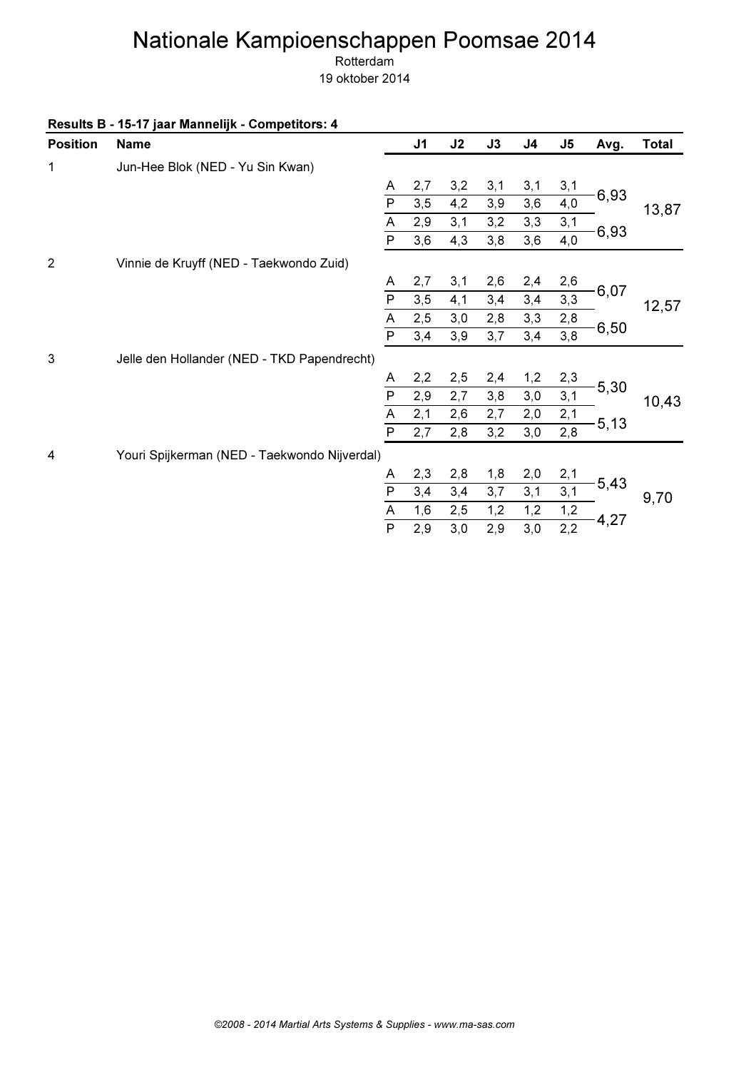# Nationale Kampioenschappen Poomsae 2014

Rotterdam

19 oktober 2014

**Results B - 15-17 jaar Mannelijk - Competitors: 4**

| Position | Name | | J1 | J2 | J3 | J4 | J5 | Avg. | Total |
|---|---|---|---|---|---|---|---|---|---|
| 1 | Jun-Hee Blok (NED - Yu Sin Kwan) | | | | | | | | |
| | | A | 2,7 | 3,2 | 3,1 | 3,1 | 3,1 | 6,93 | 13,87 |
| | | P | 3,5 | 4,2 | 3,9 | 3,6 | 4,0 | | |
| | | A | 2,9 | 3,1 | 3,2 | 3,3 | 3,1 | 6,93 | |
| | | P | 3,6 | 4,3 | 3,8 | 3,6 | 4,0 | | |
| 2 | Vinnie de Kruyff (NED - Taekwondo Zuid) | | | | | | | | |
| | | A | 2,7 | 3,1 | 2,6 | 2,4 | 2,6 | 6,07 | 12,57 |
| | | P | 3,5 | 4,1 | 3,4 | 3,4 | 3,3 | | |
| | | A | 2,5 | 3,0 | 2,8 | 3,3 | 2,8 | 6,50 | |
| | | P | 3,4 | 3,9 | 3,7 | 3,4 | 3,8 | | |
| 3 | Jelle den Hollander (NED - TKD Papendrecht) | | | | | | | | |
| | | A | 2,2 | 2,5 | 2,4 | 1,2 | 2,3 | 5,30 | 10,43 |
| | | P | 2,9 | 2,7 | 3,8 | 3,0 | 3,1 | | |
| | | A | 2,1 | 2,6 | 2,7 | 2,0 | 2,1 | 5,13 | |
| | | P | 2,7 | 2,8 | 3,2 | 3,0 | 2,8 | | |
| 4 | Youri Spijkerman (NED - Taekwondo Nijverdal) | | | | | | | | |
| | | A | 2,3 | 2,8 | 1,8 | 2,0 | 2,1 | 5,43 | 9,70 |
| | | P | 3,4 | 3,4 | 3,7 | 3,1 | 3,1 | | |
| | | A | 1,6 | 2,5 | 1,2 | 1,2 | 1,2 | 4,27 | |
| | | P | 2,9 | 3,0 | 2,9 | 3,0 | 2,2 | | |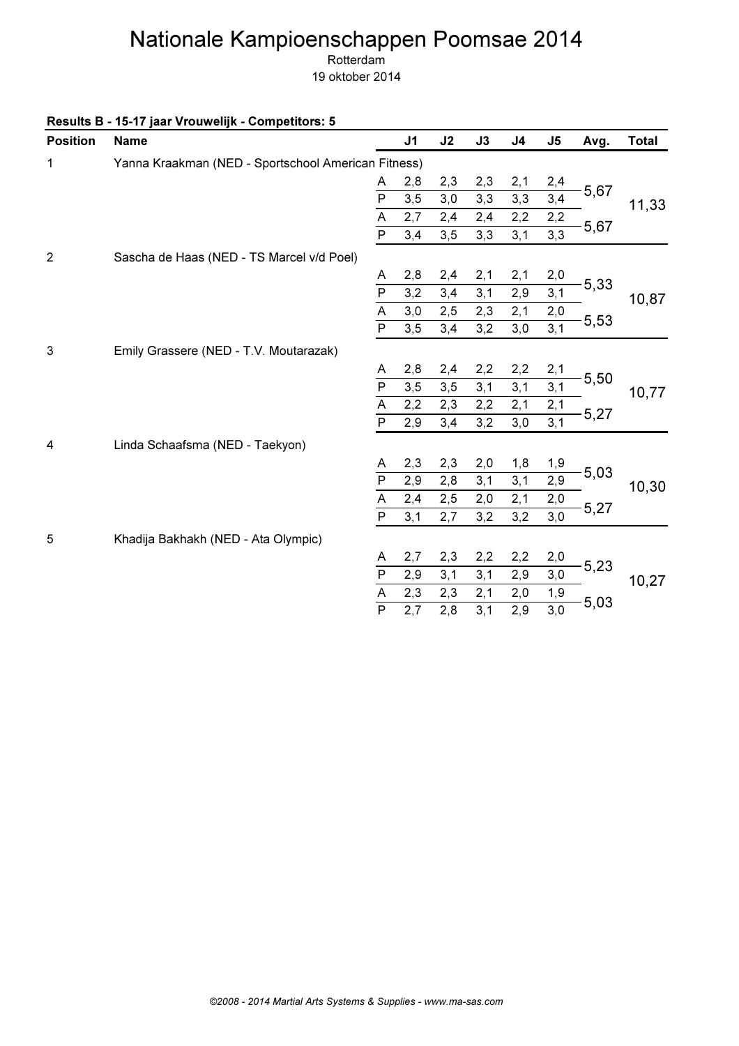# Nationale Kampioenschappen Poomsae 2014

Rotterdam

19 oktober 2014

**Results B - 15-17 jaar Vrouwelijk - Competitors: 5**

| Position | Name | | J1 | J2 | J3 | J4 | J5 | Avg. | Total |
|---|---|---|---|---|---|---|---|---|---|
| 1 | Yanna Kraakman (NED - Sportschool American Fitness) | | | | | | | | |
| | | A | 2,8 | 2,3 | 2,3 | 2,1 | 2,4 | 5,67 | 11,33 |
| | | P | 3,5 | 3,0 | 3,3 | 3,3 | 3,4 | | |
| | | A | 2,7 | 2,4 | 2,4 | 2,2 | 2,2 | 5,67 | |
| | | P | 3,4 | 3,5 | 3,3 | 3,1 | 3,3 | | |
| 2 | Sascha de Haas (NED - TS Marcel v/d Poel) | | | | | | | | |
| | | A | 2,8 | 2,4 | 2,1 | 2,1 | 2,0 | 5,33 | 10,87 |
| | | P | 3,2 | 3,4 | 3,1 | 2,9 | 3,1 | | |
| | | A | 3,0 | 2,5 | 2,3 | 2,1 | 2,0 | 5,53 | |
| | | P | 3,5 | 3,4 | 3,2 | 3,0 | 3,1 | | |
| 3 | Emily Grassere (NED - T.V. Moutarazak) | | | | | | | | |
| | | A | 2,8 | 2,4 | 2,2 | 2,2 | 2,1 | 5,50 | 10,77 |
| | | P | 3,5 | 3,5 | 3,1 | 3,1 | 3,1 | | |
| | | A | 2,2 | 2,3 | 2,2 | 2,1 | 2,1 | 5,27 | |
| | | P | 2,9 | 3,4 | 3,2 | 3,0 | 3,1 | | |
| 4 | Linda Schaafsma (NED - Taekyon) | | | | | | | | |
| | | A | 2,3 | 2,3 | 2,0 | 1,8 | 1,9 | 5,03 | 10,30 |
| | | P | 2,9 | 2,8 | 3,1 | 3,1 | 2,9 | | |
| | | A | 2,4 | 2,5 | 2,0 | 2,1 | 2,0 | 5,27 | |
| | | P | 3,1 | 2,7 | 3,2 | 3,2 | 3,0 | | |
| 5 | Khadija Bakhakh (NED - Ata Olympic) | | | | | | | | |
| | | A | 2,7 | 2,3 | 2,2 | 2,2 | 2,0 | 5,23 | 10,27 |
| | | P | 2,9 | 3,1 | 3,1 | 2,9 | 3,0 | | |
| | | A | 2,3 | 2,3 | 2,1 | 2,0 | 1,9 | 5,03 | |
| | | P | 2,7 | 2,8 | 3,1 | 2,9 | 3,0 | | |

*©2008 - 2014 Martial Arts Systems & Supplies - www.ma-sas.com*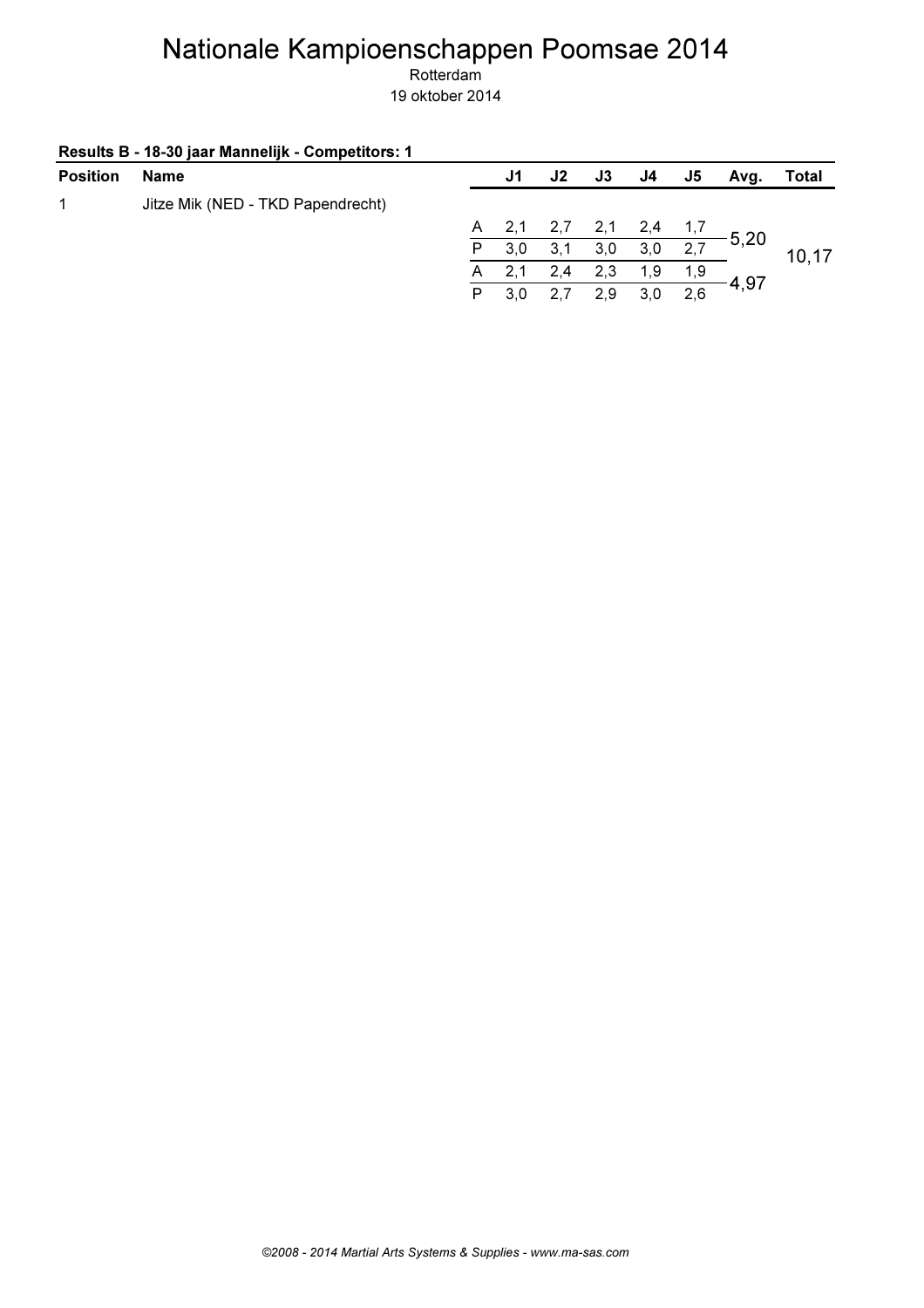# Nationale Kampioenschappen Poomsae 2014

Rotterdam

19 oktober 2014

**Results B - 18-30 jaar Mannelijk - Competitors: 1**

| Position | Name | | J1 | J2 | J3 | J4 | J5 | Avg. | Total |
|---|---|---|---|---|---|---|---|---|---|
| 1 | Jitze Mik (NED - TKD Papendrecht) | | | | | | | | |
| | | A | 2,1 | 2,7 | 2,1 | 2,4 | 1,7 | 5,20 | 10,17 |
| | | P | 3,0 | 3,1 | 3,0 | 3,0 | 2,7 | | |
| | | A | 2,1 | 2,4 | 2,3 | 1,9 | 1,9 | 4,97 | |
| | | P | 3,0 | 2,7 | 2,9 | 3,0 | 2,6 | | |

*©2008 - 2014 Martial Arts Systems & Supplies - www.ma-sas.com*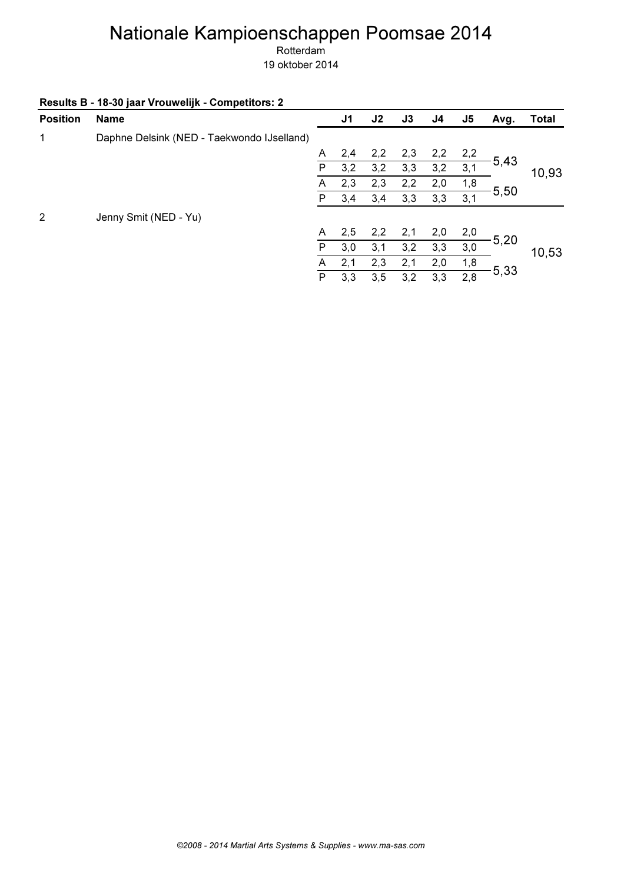# Nationale Kampioenschappen Poomsae 2014

Rotterdam

19 oktober 2014

**Results B - 18-30 jaar Vrouwelijk - Competitors: 2**

| Position | Name | | J1 | J2 | J3 | J4 | J5 | Avg. | Total |
|---|---|---|---|---|---|---|---|---|---|
| 1 | Daphne Delsink (NED - Taekwondo IJselland) | | | | | | | | |
| | | A | 2,4 | 2,2 | 2,3 | 2,2 | 2,2 | 5,43 | 10,93 |
| | | P | 3,2 | 3,2 | 3,3 | 3,2 | 3,1 | | |
| | | A | 2,3 | 2,3 | 2,2 | 2,0 | 1,8 | 5,50 | |
| | | P | 3,4 | 3,4 | 3,3 | 3,3 | 3,1 | | |
| 2 | Jenny Smit (NED - Yu) | | | | | | | | |
| | | A | 2,5 | 2,2 | 2,1 | 2,0 | 2,0 | 5,20 | 10,53 |
| | | P | 3,0 | 3,1 | 3,2 | 3,3 | 3,0 | | |
| | | A | 2,1 | 2,3 | 2,1 | 2,0 | 1,8 | 5,33 | |
| | | P | 3,3 | 3,5 | 3,2 | 3,3 | 2,8 | | |

*©2008 - 2014 Martial Arts Systems & Supplies - www.ma-sas.com*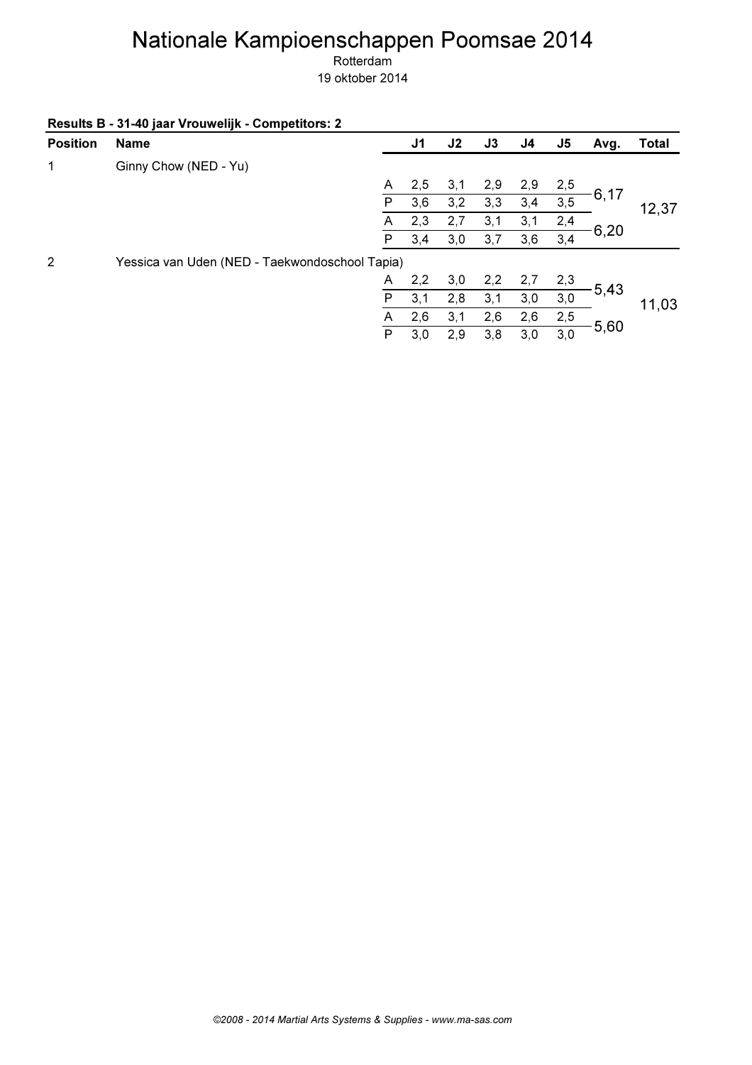# Nationale Kampioenschappen Poomsae 2014

Rotterdam

19 oktober 2014

**Results B - 31-40 jaar Vrouwelijk - Competitors: 2**

| Position | Name | | J1 | J2 | J3 | J4 | J5 | Avg. | Total |
|---|---|---|---|---|---|---|---|---|---|
| 1 | Ginny Chow (NED - Yu) | | | | | | | | |
| | | A | 2,5 | 3,1 | 2,9 | 2,9 | 2,5 | 6,17 | 12,37 |
| | | P | 3,6 | 3,2 | 3,3 | 3,4 | 3,5 | | |
| | | A | 2,3 | 2,7 | 3,1 | 3,1 | 2,4 | 6,20 | |
| | | P | 3,4 | 3,0 | 3,7 | 3,6 | 3,4 | | |
| 2 | Yessica van Uden (NED - Taekwondoschool Tapia) | | | | | | | | |
| | | A | 2,2 | 3,0 | 2,2 | 2,7 | 2,3 | 5,43 | 11,03 |
| | | P | 3,1 | 2,8 | 3,1 | 3,0 | 3,0 | | |
| | | A | 2,6 | 3,1 | 2,6 | 2,6 | 2,5 | 5,60 | |
| | | P | 3,0 | 2,9 | 3,8 | 3,0 | 3,0 | | |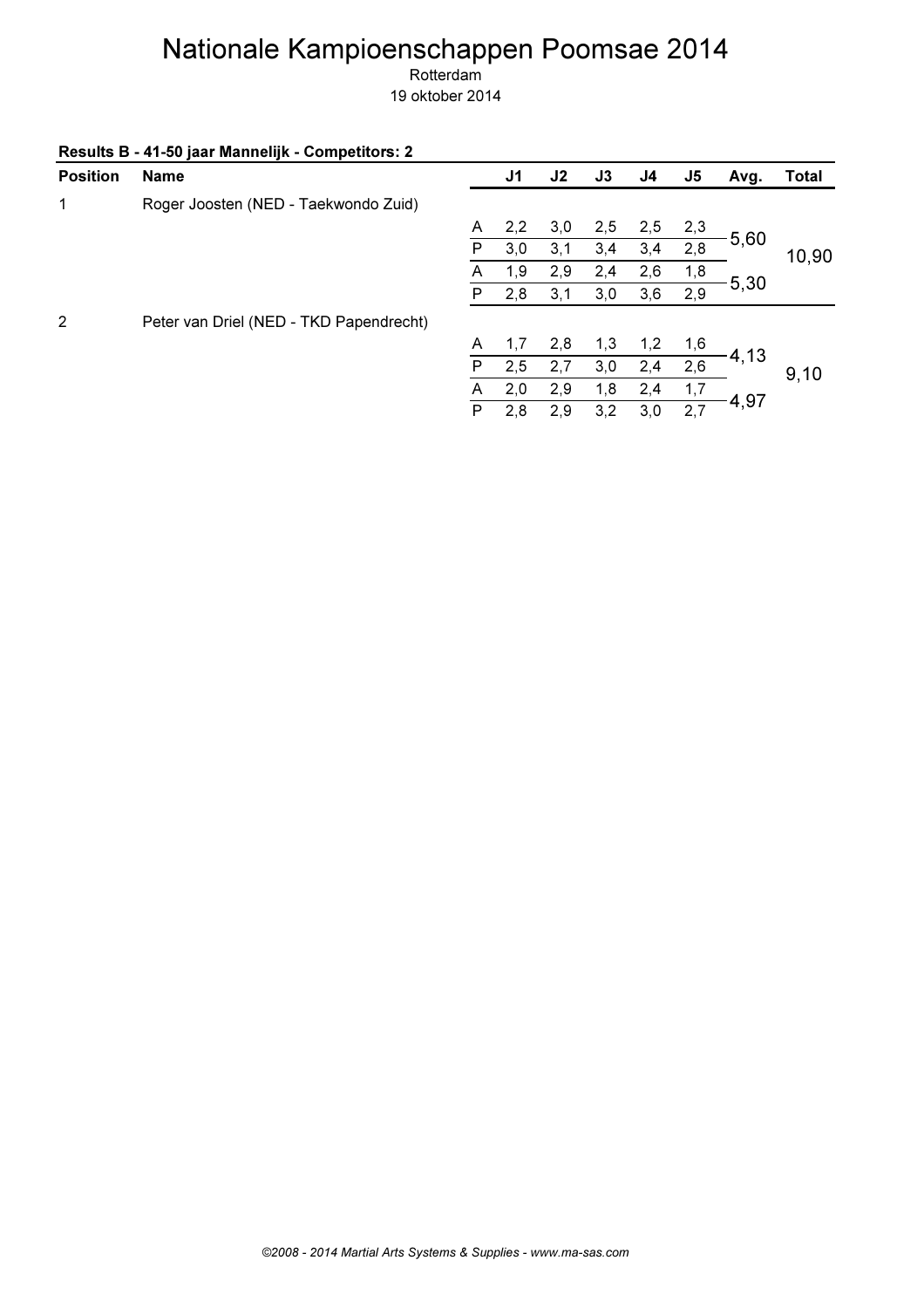# Nationale Kampioenschappen Poomsae 2014

Rotterdam

19 oktober 2014

**Results B - 41-50 jaar Mannelijk - Competitors: 2**

| Position | Name | | J1 | J2 | J3 | J4 | J5 | Avg. | Total |
|---|---|---|---|---|---|---|---|---|---|
| 1 | Roger Joosten (NED - Taekwondo Zuid) | | | | | | | | |
| | | A | 2,2 | 3,0 | 2,5 | 2,5 | 2,3 | 5,60 | 10,90 |
| | | P | 3,0 | 3,1 | 3,4 | 3,4 | 2,8 | | |
| | | A | 1,9 | 2,9 | 2,4 | 2,6 | 1,8 | 5,30 | |
| | | P | 2,8 | 3,1 | 3,0 | 3,6 | 2,9 | | |
| 2 | Peter van Driel (NED - TKD Papendrecht) | | | | | | | | |
| | | A | 1,7 | 2,8 | 1,3 | 1,2 | 1,6 | 4,13 | 9,10 |
| | | P | 2,5 | 2,7 | 3,0 | 2,4 | 2,6 | | |
| | | A | 2,0 | 2,9 | 1,8 | 2,4 | 1,7 | 4,97 | |
| | | P | 2,8 | 2,9 | 3,2 | 3,0 | 2,7 | | |

*©2008 - 2014 Martial Arts Systems & Supplies - www.ma-sas.com*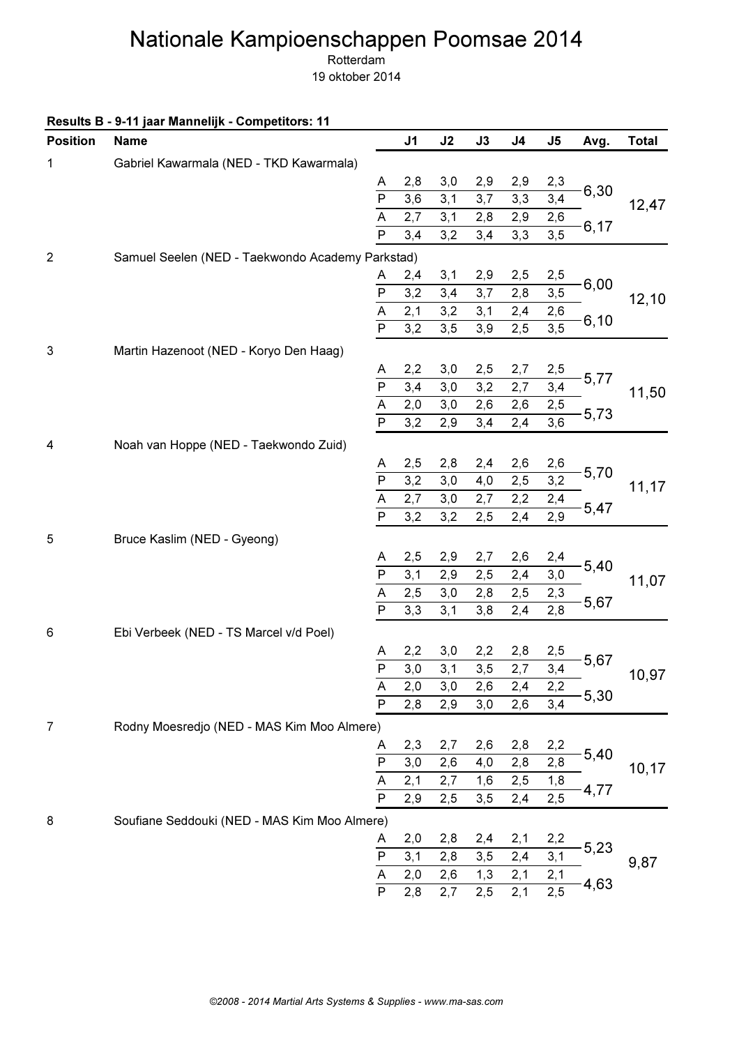# Nationale Kampioenschappen Poomsae 2014

Rotterdam

19 oktober 2014

**Results B - 9-11 jaar Mannelijk - Competitors: 11**

| Position | Name | | J1 | J2 | J3 | J4 | J5 | Avg. | Total |
|---|---|---|---|---|---|---|---|---|---|
| 1 | Gabriel Kawarmala (NED - TKD Kawarmala) | | | | | | | | |
| | | A | 2,8 | 3,0 | 2,9 | 2,9 | 2,3 | 6,30 | 12,47 |
| | | P | 3,6 | 3,1 | 3,7 | 3,3 | 3,4 | | |
| | | A | 2,7 | 3,1 | 2,8 | 2,9 | 2,6 | 6,17 | |
| | | P | 3,4 | 3,2 | 3,4 | 3,3 | 3,5 | | |
| 2 | Samuel Seelen (NED - Taekwondo Academy Parkstad) | | | | | | | | |
| | | A | 2,4 | 3,1 | 2,9 | 2,5 | 2,5 | 6,00 | 12,10 |
| | | P | 3,2 | 3,4 | 3,7 | 2,8 | 3,5 | | |
| | | A | 2,1 | 3,2 | 3,1 | 2,4 | 2,6 | 6,10 | |
| | | P | 3,2 | 3,5 | 3,9 | 2,5 | 3,5 | | |
| 3 | Martin Hazenoot (NED - Koryo Den Haag) | | | | | | | | |
| | | A | 2,2 | 3,0 | 2,5 | 2,7 | 2,5 | 5,77 | 11,50 |
| | | P | 3,4 | 3,0 | 3,2 | 2,7 | 3,4 | | |
| | | A | 2,0 | 3,0 | 2,6 | 2,6 | 2,5 | 5,73 | |
| | | P | 3,2 | 2,9 | 3,4 | 2,4 | 3,6 | | |
| 4 | Noah van Hoppe (NED - Taekwondo Zuid) | | | | | | | | |
| | | A | 2,5 | 2,8 | 2,4 | 2,6 | 2,6 | 5,70 | 11,17 |
| | | P | 3,2 | 3,0 | 4,0 | 2,5 | 3,2 | | |
| | | A | 2,7 | 3,0 | 2,7 | 2,2 | 2,4 | 5,47 | |
| | | P | 3,2 | 3,2 | 2,5 | 2,4 | 2,9 | | |
| 5 | Bruce Kaslim (NED - Gyeong) | | | | | | | | |
| | | A | 2,5 | 2,9 | 2,7 | 2,6 | 2,4 | 5,40 | 11,07 |
| | | P | 3,1 | 2,9 | 2,5 | 2,4 | 3,0 | | |
| | | A | 2,5 | 3,0 | 2,8 | 2,5 | 2,3 | 5,67 | |
| | | P | 3,3 | 3,1 | 3,8 | 2,4 | 2,8 | | |
| 6 | Ebi Verbeek (NED - TS Marcel v/d Poel) | | | | | | | | |
| | | A | 2,2 | 3,0 | 2,2 | 2,8 | 2,5 | 5,67 | 10,97 |
| | | P | 3,0 | 3,1 | 3,5 | 2,7 | 3,4 | | |
| | | A | 2,0 | 3,0 | 2,6 | 2,4 | 2,2 | 5,30 | |
| | | P | 2,8 | 2,9 | 3,0 | 2,6 | 3,4 | | |
| 7 | Rodny Moesredjo (NED - MAS Kim Moo Almere) | | | | | | | | |
| | | A | 2,3 | 2,7 | 2,6 | 2,8 | 2,2 | 5,40 | 10,17 |
| | | P | 3,0 | 2,6 | 4,0 | 2,8 | 2,8 | | |
| | | A | 2,1 | 2,7 | 1,6 | 2,5 | 1,8 | 4,77 | |
| | | P | 2,9 | 2,5 | 3,5 | 2,4 | 2,5 | | |
| 8 | Soufiane Seddouki (NED - MAS Kim Moo Almere) | | | | | | | | |
| | | A | 2,0 | 2,8 | 2,4 | 2,1 | 2,2 | 5,23 | 9,87 |
| | | P | 3,1 | 2,8 | 3,5 | 2,4 | 3,1 | | |
| | | A | 2,0 | 2,6 | 1,3 | 2,1 | 2,1 | 4,63 | |
| | | P | 2,8 | 2,7 | 2,5 | 2,1 | 2,5 | | |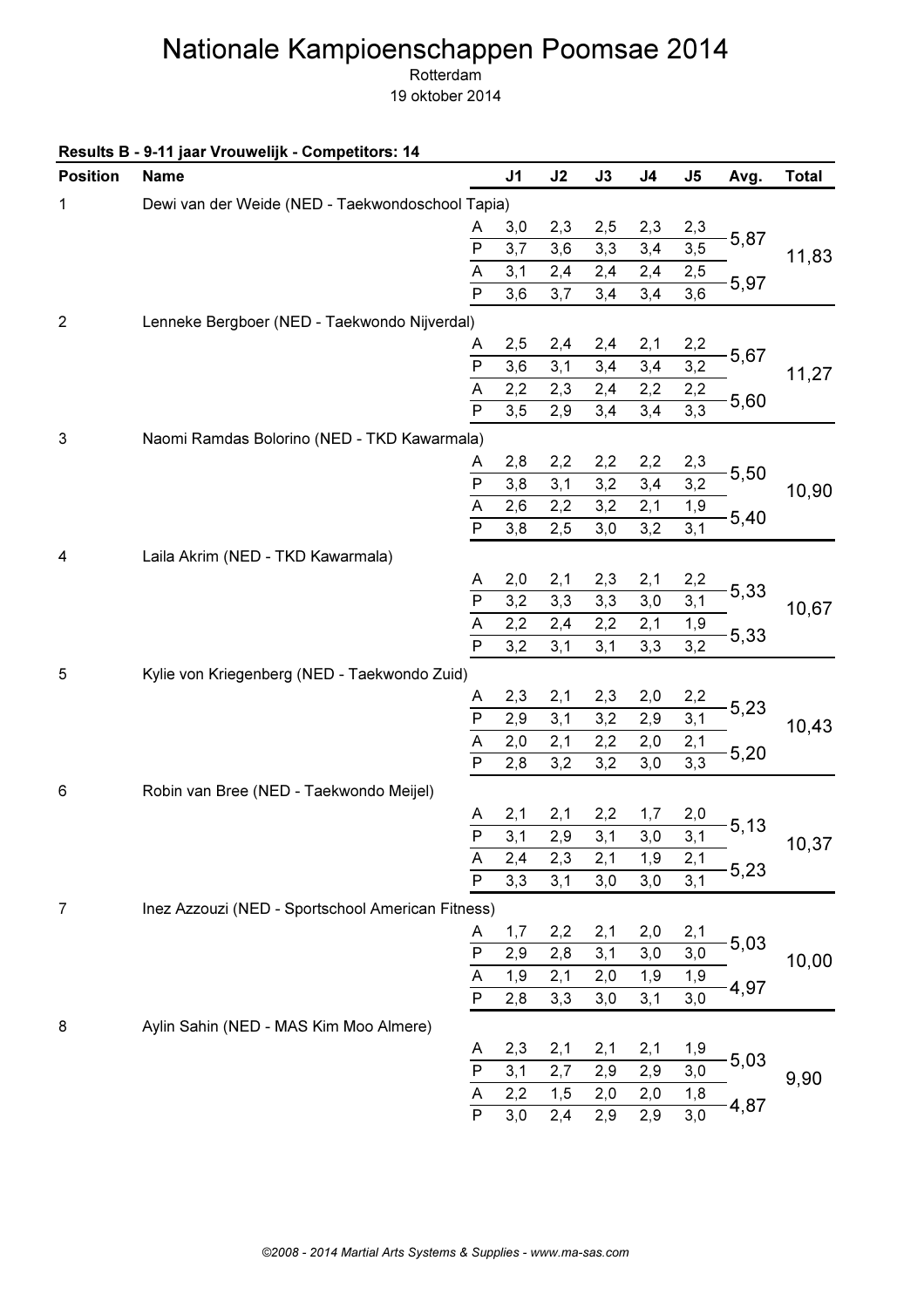# Nationale Kampioenschappen Poomsae 2014

Rotterdam

19 oktober 2014

**Results B - 9-11 jaar Vrouwelijk - Competitors: 14**

| Position | Name | | J1 | J2 | J3 | J4 | J5 | Avg. | Total |
|---|---|---|---|---|---|---|---|---|---|
| 1 | Dewi van der Weide (NED - Taekwondoschool Tapia) | | | | | | | | |
| | | A | 3,0 | 2,3 | 2,5 | 2,3 | 2,3 | 5,87 | 11,83 |
| | | P | 3,7 | 3,6 | 3,3 | 3,4 | 3,5 | | |
| | | A | 3,1 | 2,4 | 2,4 | 2,4 | 2,5 | 5,97 | |
| | | P | 3,6 | 3,7 | 3,4 | 3,4 | 3,6 | | |
| 2 | Lenneke Bergboer (NED - Taekwondo Nijverdal) | | | | | | | | |
| | | A | 2,5 | 2,4 | 2,4 | 2,1 | 2,2 | 5,67 | 11,27 |
| | | P | 3,6 | 3,1 | 3,4 | 3,4 | 3,2 | | |
| | | A | 2,2 | 2,3 | 2,4 | 2,2 | 2,2 | 5,60 | |
| | | P | 3,5 | 2,9 | 3,4 | 3,4 | 3,3 | | |
| 3 | Naomi Ramdas Bolorino (NED - TKD Kawarmala) | | | | | | | | |
| | | A | 2,8 | 2,2 | 2,2 | 2,2 | 2,3 | 5,50 | 10,90 |
| | | P | 3,8 | 3,1 | 3,2 | 3,4 | 3,2 | | |
| | | A | 2,6 | 2,2 | 3,2 | 2,1 | 1,9 | 5,40 | |
| | | P | 3,8 | 2,5 | 3,0 | 3,2 | 3,1 | | |
| 4 | Laila Akrim (NED - TKD Kawarmala) | | | | | | | | |
| | | A | 2,0 | 2,1 | 2,3 | 2,1 | 2,2 | 5,33 | 10,67 |
| | | P | 3,2 | 3,3 | 3,3 | 3,0 | 3,1 | | |
| | | A | 2,2 | 2,4 | 2,2 | 2,1 | 1,9 | 5,33 | |
| | | P | 3,2 | 3,1 | 3,1 | 3,3 | 3,2 | | |
| 5 | Kylie von Kriegenberg (NED - Taekwondo Zuid) | | | | | | | | |
| | | A | 2,3 | 2,1 | 2,3 | 2,0 | 2,2 | 5,23 | 10,43 |
| | | P | 2,9 | 3,1 | 3,2 | 2,9 | 3,1 | | |
| | | A | 2,0 | 2,1 | 2,2 | 2,0 | 2,1 | 5,20 | |
| | | P | 2,8 | 3,2 | 3,2 | 3,0 | 3,3 | | |
| 6 | Robin van Bree (NED - Taekwondo Meijel) | | | | | | | | |
| | | A | 2,1 | 2,1 | 2,2 | 1,7 | 2,0 | 5,13 | 10,37 |
| | | P | 3,1 | 2,9 | 3,1 | 3,0 | 3,1 | | |
| | | A | 2,4 | 2,3 | 2,1 | 1,9 | 2,1 | 5,23 | |
| | | P | 3,3 | 3,1 | 3,0 | 3,0 | 3,1 | | |
| 7 | Inez Azzouzi (NED - Sportschool American Fitness) | | | | | | | | |
| | | A | 1,7 | 2,2 | 2,1 | 2,0 | 2,1 | 5,03 | 10,00 |
| | | P | 2,9 | 2,8 | 3,1 | 3,0 | 3,0 | | |
| | | A | 1,9 | 2,1 | 2,0 | 1,9 | 1,9 | 4,97 | |
| | | P | 2,8 | 3,3 | 3,0 | 3,1 | 3,0 | | |
| 8 | Aylin Sahin (NED - MAS Kim Moo Almere) | | | | | | | | |
| | | A | 2,3 | 2,1 | 2,1 | 2,1 | 1,9 | 5,03 | 9,90 |
| | | P | 3,1 | 2,7 | 2,9 | 2,9 | 3,0 | | |
| | | A | 2,2 | 1,5 | 2,0 | 2,0 | 1,8 | 4,87 | |
| | | P | 3,0 | 2,4 | 2,9 | 2,9 | 3,0 | | |

*©2008 - 2014 Martial Arts Systems & Supplies - www.ma-sas.com*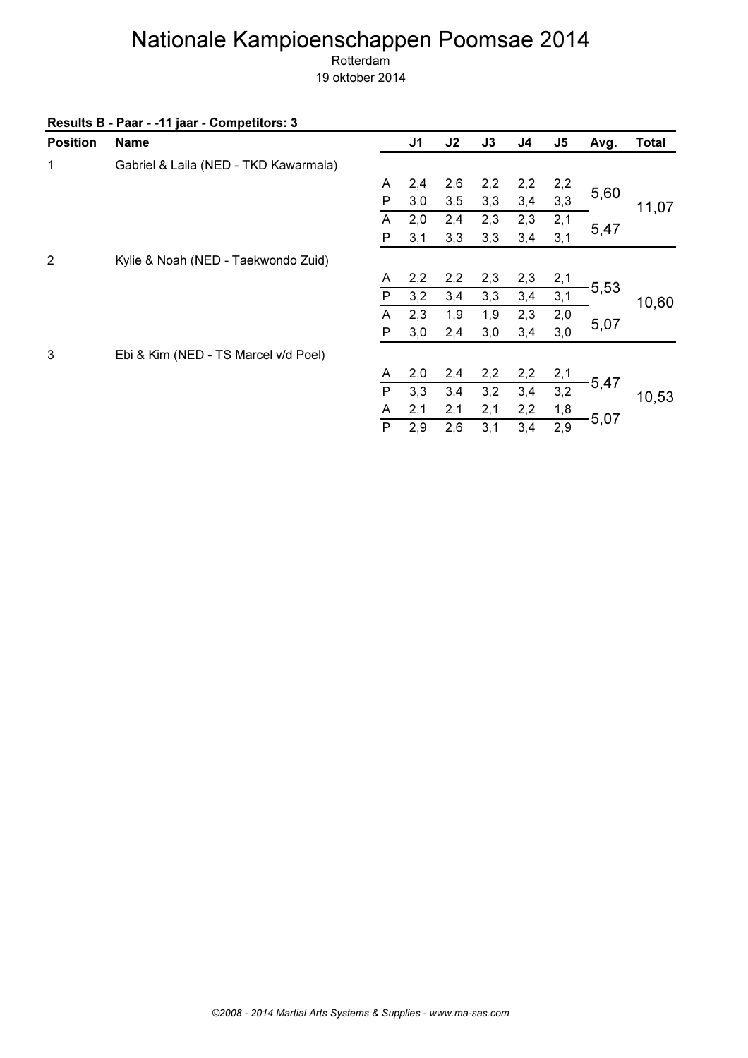# Nationale Kampioenschappen Poomsae 2014

Rotterdam

19 oktober 2014

**Results B - Paar - -11 jaar - Competitors: 3**

| Position | Name | | J1 | J2 | J3 | J4 | J5 | Avg. | Total |
|---|---|---|---|---|---|---|---|---|---|
| 1 | Gabriel & Laila (NED - TKD Kawarmala) | | | | | | | | |
| | | A | 2,4 | 2,6 | 2,2 | 2,2 | 2,2 | 5,60 | 11,07 |
| | | P | 3,0 | 3,5 | 3,3 | 3,4 | 3,3 | | |
| | | A | 2,0 | 2,4 | 2,3 | 2,3 | 2,1 | 5,47 | |
| | | P | 3,1 | 3,3 | 3,3 | 3,4 | 3,1 | | |
| 2 | Kylie & Noah (NED - Taekwondo Zuid) | | | | | | | | |
| | | A | 2,2 | 2,2 | 2,3 | 2,3 | 2,1 | 5,53 | 10,60 |
| | | P | 3,2 | 3,4 | 3,3 | 3,4 | 3,1 | | |
| | | A | 2,3 | 1,9 | 1,9 | 2,3 | 2,0 | 5,07 | |
| | | P | 3,0 | 2,4 | 3,0 | 3,4 | 3,0 | | |
| 3 | Ebi & Kim (NED - TS Marcel v/d Poel) | | | | | | | | |
| | | A | 2,0 | 2,4 | 2,2 | 2,2 | 2,1 | 5,47 | 10,53 |
| | | P | 3,3 | 3,4 | 3,2 | 3,4 | 3,2 | | |
| | | A | 2,1 | 2,1 | 2,1 | 2,2 | 1,8 | 5,07 | |
| | | P | 2,9 | 2,6 | 3,1 | 3,4 | 2,9 | | |

*©2008 - 2014 Martial Arts Systems & Supplies - www.ma-sas.com*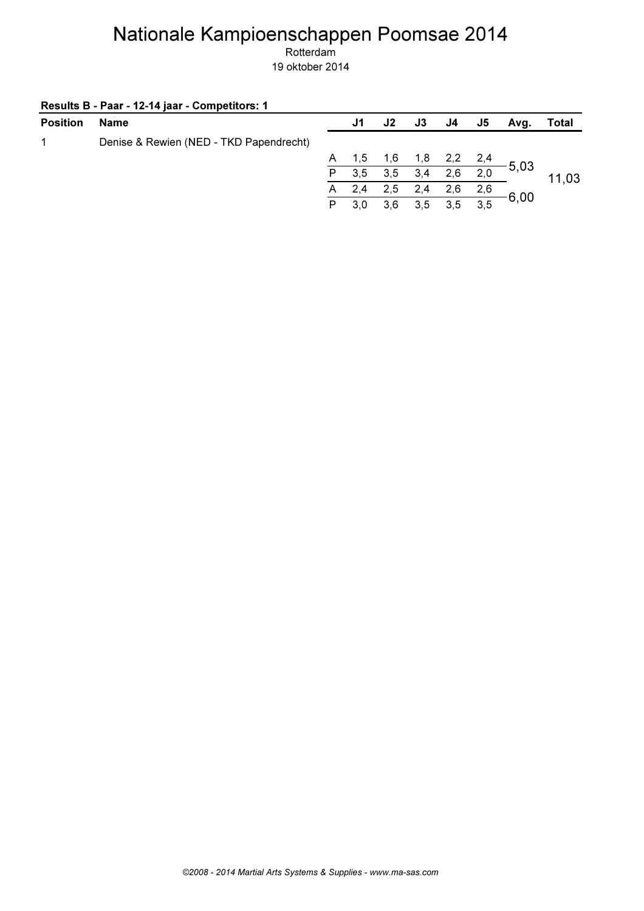# Nationale Kampioenschappen Poomsae 2014

Rotterdam

19 oktober 2014

**Results B - Paar - 12-14 jaar - Competitors: 1**

| Position | Name | | J1 | J2 | J3 | J4 | J5 | Avg. | Total |
|---|---|---|---|---|---|---|---|---|---|
| 1 | Denise & Rewien (NED - TKD Papendrecht) | | | | | | | | |
| | | A | 1,5 | 1,6 | 1,8 | 2,2 | 2,4 | 5,03 | 11,03 |
| | | P | 3,5 | 3,5 | 3,4 | 2,6 | 2,0 | | |
| | | A | 2,4 | 2,5 | 2,4 | 2,6 | 2,6 | 6,00 | |
| | | P | 3,0 | 3,6 | 3,5 | 3,5 | 3,5 | | |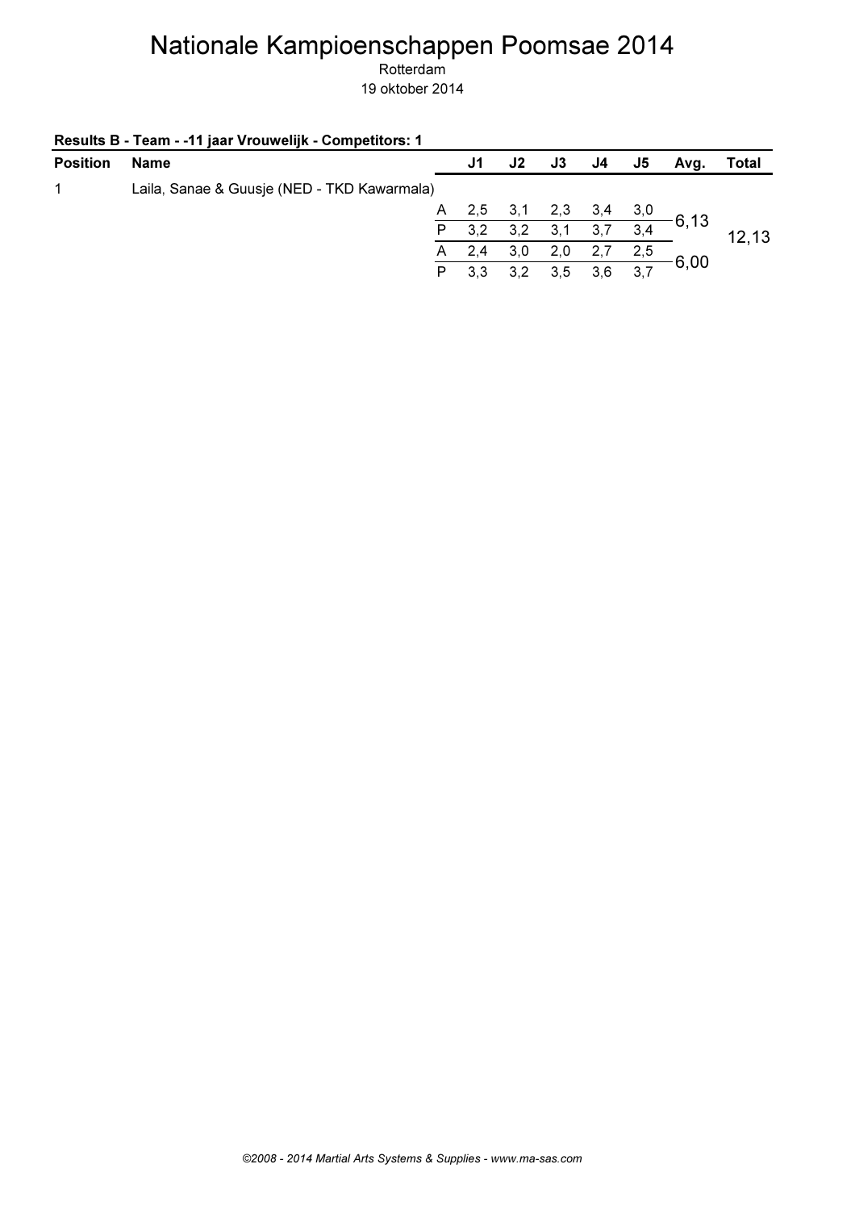# Nationale Kampioenschappen Poomsae 2014

Rotterdam

19 oktober 2014

**Results B - Team - -11 jaar Vrouwelijk - Competitors: 1**

| Position | Name | | J1 | J2 | J3 | J4 | J5 | Avg. | Total |
|---|---|---|---|---|---|---|---|---|---|
| 1 | Laila, Sanae & Guusje (NED - TKD Kawarmala) | | | | | | | | |
| | | A | 2,5 | 3,1 | 2,3 | 3,4 | 3,0 | 6,13 | 12,13 |
| | | P | 3,2 | 3,2 | 3,1 | 3,7 | 3,4 | | |
| | | A | 2,4 | 3,0 | 2,0 | 2,7 | 2,5 | 6,00 | |
| | | P | 3,3 | 3,2 | 3,5 | 3,6 | 3,7 | | |

*©2008 - 2014 Martial Arts Systems & Supplies - www.ma-sas.com*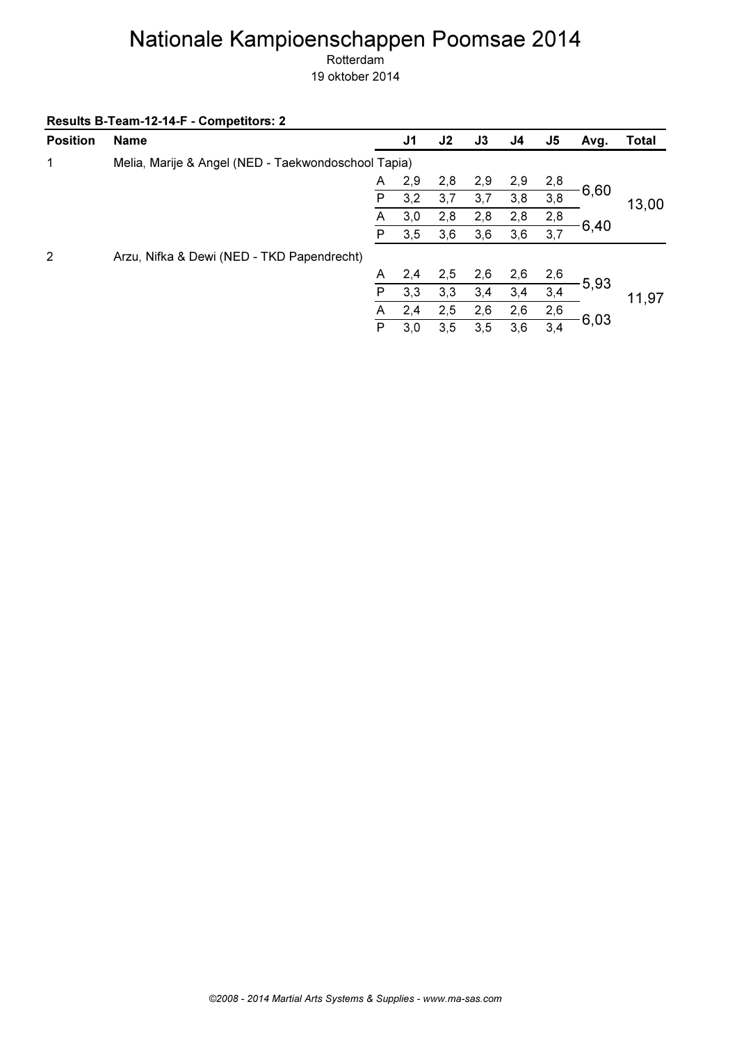# Nationale Kampioenschappen Poomsae 2014

Rotterdam

19 oktober 2014

**Results B-Team-12-14-F - Competitors: 2**

| Position | Name | | J1 | J2 | J3 | J4 | J5 | Avg. | Total |
|---|---|---|---|---|---|---|---|---|---|
| 1 | Melia, Marije & Angel (NED - Taekwondoschool Tapia) | | | | | | | | |
| | | A | 2,9 | 2,8 | 2,9 | 2,9 | 2,8 | 6,60 | 13,00 |
| | | P | 3,2 | 3,7 | 3,7 | 3,8 | 3,8 | | |
| | | A | 3,0 | 2,8 | 2,8 | 2,8 | 2,8 | 6,40 | |
| | | P | 3,5 | 3,6 | 3,6 | 3,6 | 3,7 | | |
| 2 | Arzu, Nifka & Dewi (NED - TKD Papendrecht) | | | | | | | | |
| | | A | 2,4 | 2,5 | 2,6 | 2,6 | 2,6 | 5,93 | 11,97 |
| | | P | 3,3 | 3,3 | 3,4 | 3,4 | 3,4 | | |
| | | A | 2,4 | 2,5 | 2,6 | 2,6 | 2,6 | 6,03 | |
| | | P | 3,0 | 3,5 | 3,5 | 3,6 | 3,4 | | |

*©2008 - 2014 Martial Arts Systems & Supplies - www.ma-sas.com*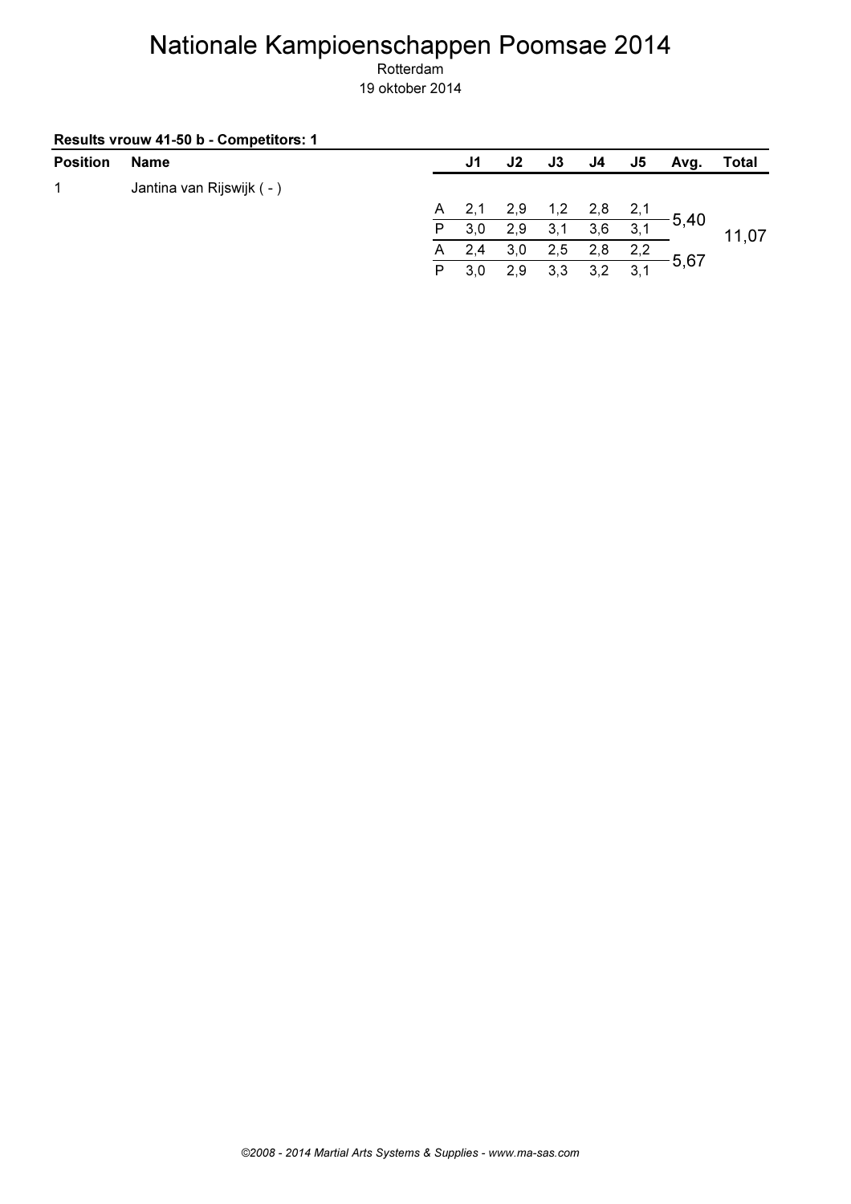# Nationale Kampioenschappen Poomsae 2014

Rotterdam

19 oktober 2014

**Results vrouw 41-50 b - Competitors: 1**

| Position | Name | | J1 | J2 | J3 | J4 | J5 | Avg. | Total |
|---|---|---|---|---|---|---|---|---|---|
| 1 | Jantina van Rijswijk ( - ) | | | | | | | | |
| | | A | 2,1 | 2,9 | 1,2 | 2,8 | 2,1 | 5,40 | 11,07 |
| | | P | 3,0 | 2,9 | 3,1 | 3,6 | 3,1 | | |
| | | A | 2,4 | 3,0 | 2,5 | 2,8 | 2,2 | 5,67 | |
| | | P | 3,0 | 2,9 | 3,3 | 3,2 | 3,1 | | |

*©2008 - 2014 Martial Arts Systems & Supplies - www.ma-sas.com*